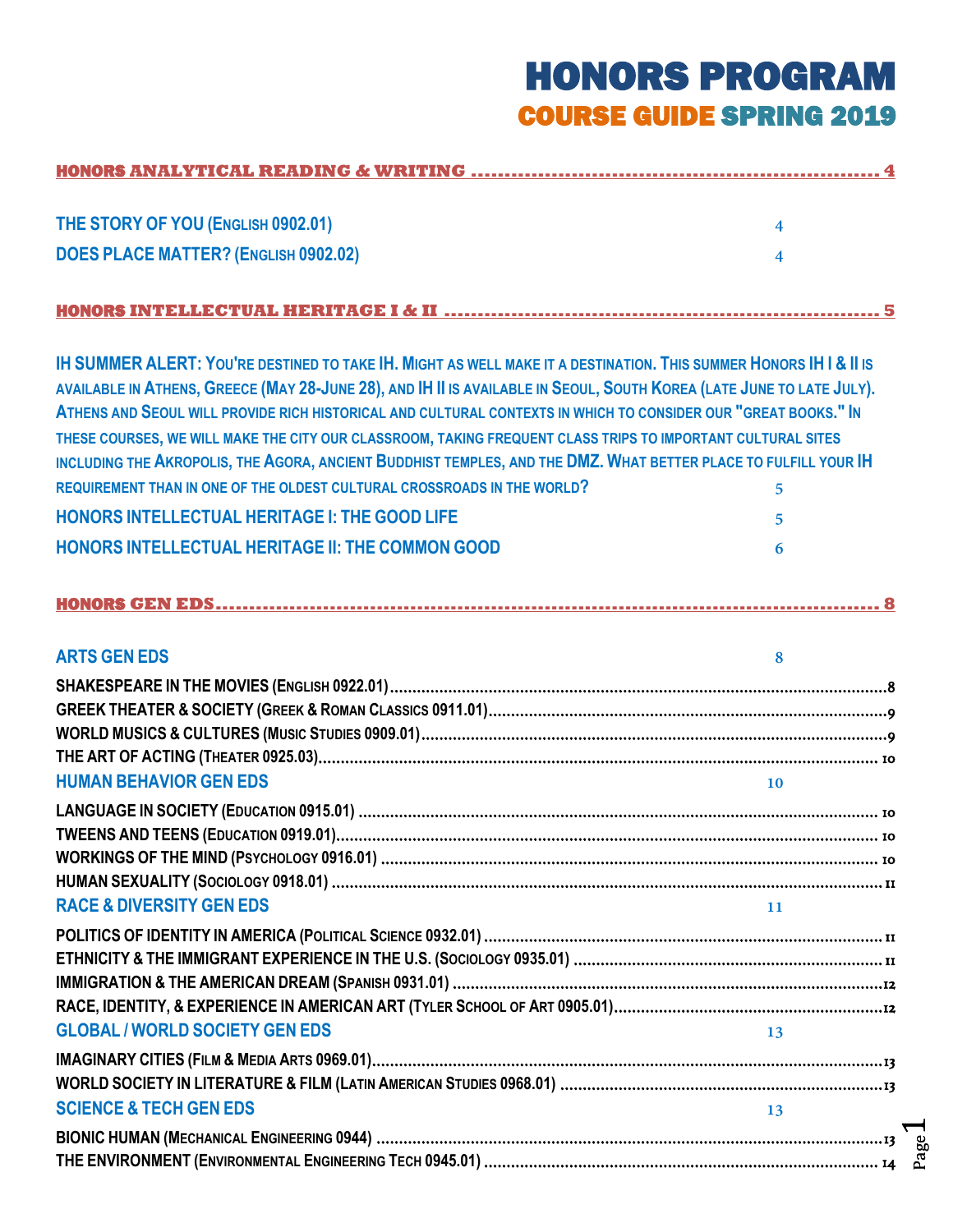# HONORS PROGRAM

## COURSE GUIDE SPRING 2019

**HONORS ANALYTICAL READING & WRITING** ........................................ 4

- THE STORY OF YOU (ENGLISH 0902.01) ........ 4
- DOES PLACE MATTER? (ENGLISH 0902.02) ........ 4

**HONORS INTELLECTUAL HERITAGE I & II** ........................................ 5

IH SUMMER ALERT: YOU'RE DESTINED TO TAKE IH. MIGHT AS WELL MAKE IT A DESTINATION. THIS SUMMER HONORS IH I & II IS AVAILABLE IN ATHENS, GREECE (MAY 28-JUNE 28), AND IH II IS AVAILABLE IN SEOUL, SOUTH KOREA (LATE JUNE TO LATE JULY). ATHENS AND SEOUL WILL PROVIDE RICH HISTORICAL AND CULTURAL CONTEXTS IN WHICH TO CONSIDER OUR "GREAT BOOKS." IN THESE COURSES, WE WILL MAKE THE CITY OUR CLASSROOM, TAKING FREQUENT CLASS TRIPS TO IMPORTANT CULTURAL SITES INCLUDING THE AKROPOLIS, THE AGORA, ANCIENT BUDDHIST TEMPLES, AND THE DMZ. WHAT BETTER PLACE TO FULFILL YOUR IH REQUIREMENT THAN IN ONE OF THE OLDEST CULTURAL CROSSROADS IN THE WORLD? ........ 5

- HONORS INTELLECTUAL HERITAGE I: THE GOOD LIFE ........ 5
- HONORS INTELLECTUAL HERITAGE II: THE COMMON GOOD ........ 6

**HONORS GEN EDS** ........................................ 8

**ARTS GEN EDS** ........ 8

- SHAKESPEARE IN THE MOVIES (ENGLISH 0922.01) ........ 8
- GREEK THEATER & SOCIETY (GREEK & ROMAN CLASSICS 0911.01) ........ 9
- WORLD MUSICS & CULTURES (MUSIC STUDIES 0909.01) ........ 9
- THE ART OF ACTING (THEATER 0925.03) ........ 10

**HUMAN BEHAVIOR GEN EDS** ........ 10

- LANGUAGE IN SOCIETY (EDUCATION 0915.01) ........ 10
- TWEENS AND TEENS (EDUCATION 0919.01) ........ 10
- WORKINGS OF THE MIND (PSYCHOLOGY 0916.01) ........ 10
- HUMAN SEXUALITY (SOCIOLOGY 0918.01) ........ 11

**RACE & DIVERSITY GEN EDS** ........ 11

- POLITICS OF IDENTITY IN AMERICA (POLITICAL SCIENCE 0932.01) ........ 11
- ETHNICITY & THE IMMIGRANT EXPERIENCE IN THE U.S. (SOCIOLOGY 0935.01) ........ 11
- IMMIGRATION & THE AMERICAN DREAM (SPANISH 0931.01) ........ 12
- RACE, IDENTITY, & EXPERIENCE IN AMERICAN ART (TYLER SCHOOL OF ART 0905.01) ........ 12

**GLOBAL / WORLD SOCIETY GEN EDS** ........ 13

- IMAGINARY CITIES (FILM & MEDIA ARTS 0969.01) ........ 13
- WORLD SOCIETY IN LITERATURE & FILM (LATIN AMERICAN STUDIES 0968.01) ........ 13

**SCIENCE & TECH GEN EDS** ........ 13

- BIONIC HUMAN (MECHANICAL ENGINEERING 0944) ........ 13
- THE ENVIRONMENT (ENVIRONMENTAL ENGINEERING TECH 0945.01) ........ 14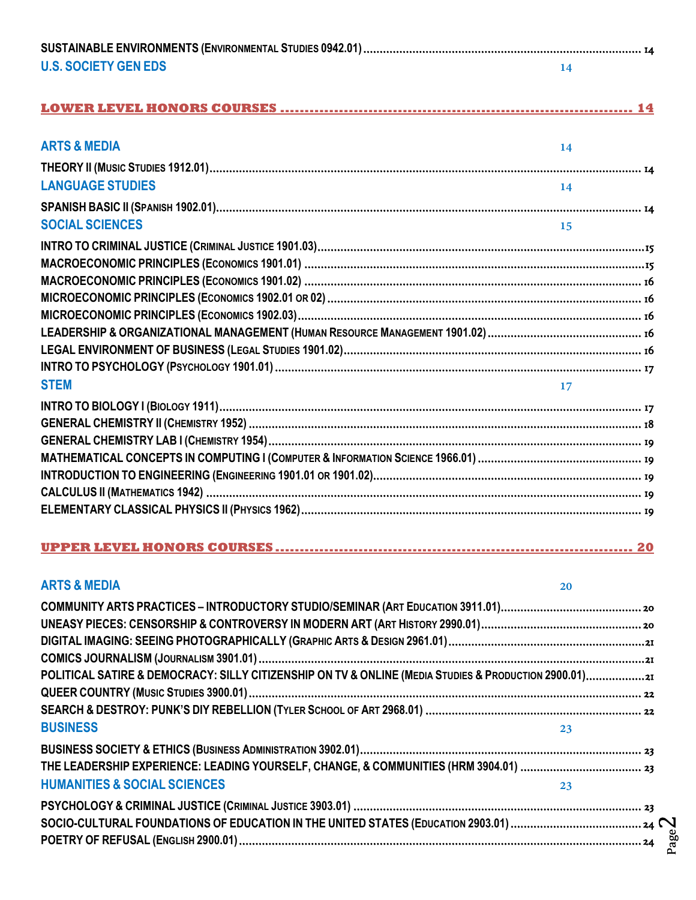SUSTAINABLE ENVIRONMENTS (ENVIRONMENTAL STUDIES 0942.01) .......... 14

### U.S. SOCIETY GEN EDS 14

## LOWER LEVEL HONORS COURSES .......... 14

### ARTS & MEDIA 14

THEORY II (MUSIC STUDIES 1912.01) .......... 14

### LANGUAGE STUDIES 14

SPANISH BASIC II (SPANISH 1902.01) .......... 14

### SOCIAL SCIENCES 15

INTRO TO CRIMINAL JUSTICE (CRIMINAL JUSTICE 1901.03) .......... 15
MACROECONOMIC PRINCIPLES (ECONOMICS 1901.01) .......... 15
MACROECONOMIC PRINCIPLES (ECONOMICS 1901.02) .......... 16
MICROECONOMIC PRINCIPLES (ECONOMICS 1902.01 OR 02) .......... 16
MICROECONOMIC PRINCIPLES (ECONOMICS 1902.03) .......... 16
LEADERSHIP & ORGANIZATIONAL MANAGEMENT (HUMAN RESOURCE MANAGEMENT 1901.02) .......... 16
LEGAL ENVIRONMENT OF BUSINESS (LEGAL STUDIES 1901.02) .......... 16
INTRO TO PSYCHOLOGY (PSYCHOLOGY 1901.01) .......... 17

### STEM 17

INTRO TO BIOLOGY I (BIOLOGY 1911) .......... 17
GENERAL CHEMISTRY II (CHEMISTRY 1952) .......... 18
GENERAL CHEMISTRY LAB I (CHEMISTRY 1954) .......... 19
MATHEMATICAL CONCEPTS IN COMPUTING I (COMPUTER & INFORMATION SCIENCE 1966.01) .......... 19
INTRODUCTION TO ENGINEERING (ENGINEERING 1901.01 OR 1901.02) .......... 19
CALCULUS II (MATHEMATICS 1942) .......... 19
ELEMENTARY CLASSICAL PHYSICS II (PHYSICS 1962) .......... 19

## UPPER LEVEL HONORS COURSES .......... 20

### ARTS & MEDIA 20

COMMUNITY ARTS PRACTICES – INTRODUCTORY STUDIO/SEMINAR (ART EDUCATION 3911.01) .......... 20
UNEASY PIECES: CENSORSHIP & CONTROVERSY IN MODERN ART (ART HISTORY 2990.01) .......... 20
DIGITAL IMAGING: SEEING PHOTOGRAPHICALLY (GRAPHIC ARTS & DESIGN 2961.01) .......... 21
COMICS JOURNALISM (JOURNALISM 3901.01) .......... 21
POLITICAL SATIRE & DEMOCRACY: SILLY CITIZENSHIP ON TV & ONLINE (MEDIA STUDIES & PRODUCTION 2900.01) .......... 21
QUEER COUNTRY (MUSIC STUDIES 3900.01) .......... 22
SEARCH & DESTROY: PUNK'S DIY REBELLION (TYLER SCHOOL OF ART 2968.01) .......... 22

### BUSINESS 23

BUSINESS SOCIETY & ETHICS (BUSINESS ADMINISTRATION 3902.01) .......... 23
THE LEADERSHIP EXPERIENCE: LEADING YOURSELF, CHANGE, & COMMUNITIES (HRM 3904.01) .......... 23

### HUMANITIES & SOCIAL SCIENCES 23

PSYCHOLOGY & CRIMINAL JUSTICE (CRIMINAL JUSTICE 3903.01) .......... 23
SOCIO-CULTURAL FOUNDATIONS OF EDUCATION IN THE UNITED STATES (EDUCATION 2903.01) .......... 24
POETRY OF REFUSAL (ENGLISH 2900.01) .......... 24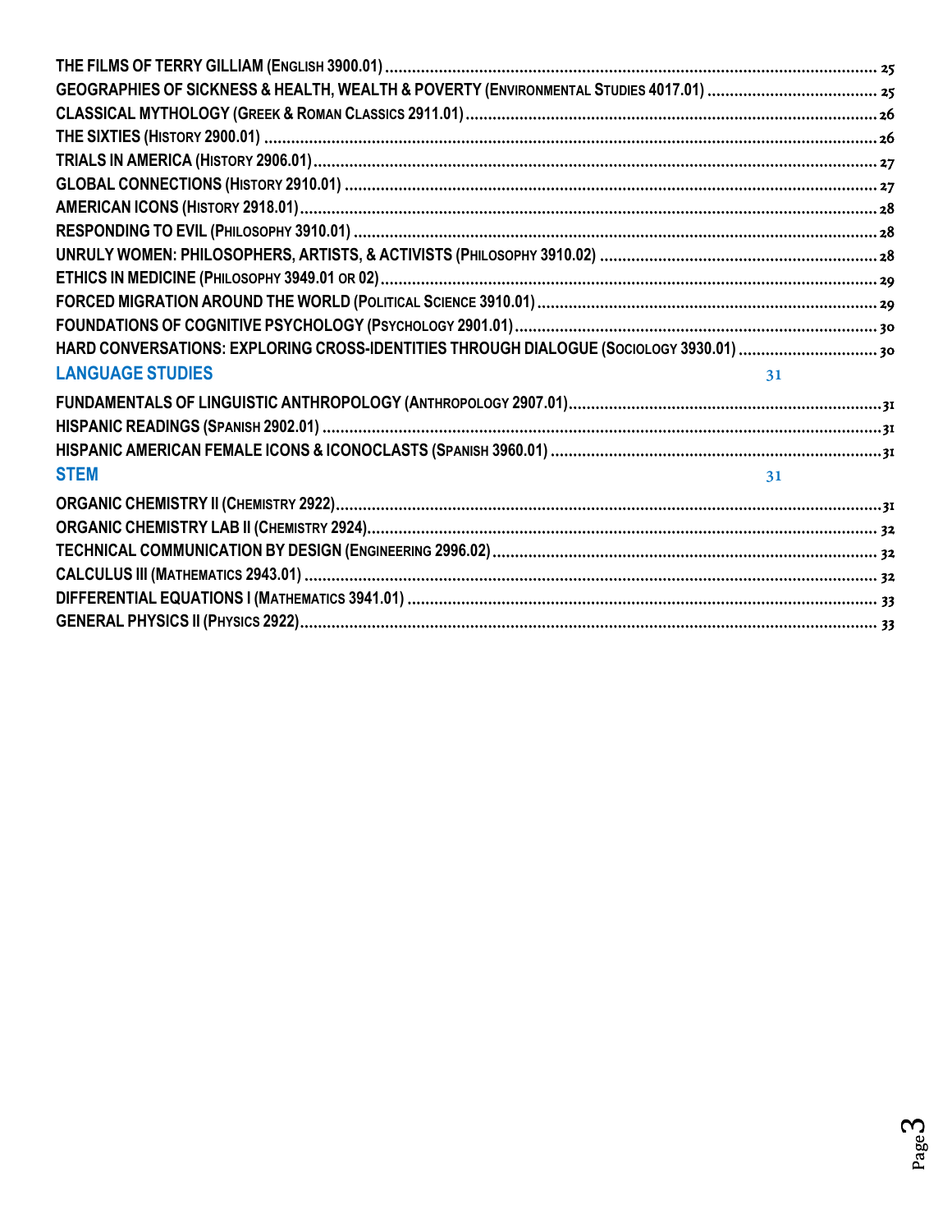THE FILMS OF TERRY GILLIAM (ENGLISH 3900.01) .......... 25
GEOGRAPHIES OF SICKNESS & HEALTH, WEALTH & POVERTY (ENVIRONMENTAL STUDIES 4017.01) .......... 25
CLASSICAL MYTHOLOGY (GREEK & ROMAN CLASSICS 2911.01) .......... 26
THE SIXTIES (HISTORY 2900.01) .......... 26
TRIALS IN AMERICA (HISTORY 2906.01) .......... 27
GLOBAL CONNECTIONS (HISTORY 2910.01) .......... 27
AMERICAN ICONS (HISTORY 2918.01) .......... 28
RESPONDING TO EVIL (PHILOSOPHY 3910.01) .......... 28
UNRULY WOMEN: PHILOSOPHERS, ARTISTS, & ACTIVISTS (PHILOSOPHY 3910.02) .......... 28
ETHICS IN MEDICINE (PHILOSOPHY 3949.01 OR 02) .......... 29
FORCED MIGRATION AROUND THE WORLD (POLITICAL SCIENCE 3910.01) .......... 29
FOUNDATIONS OF COGNITIVE PSYCHOLOGY (PSYCHOLOGY 2901.01) .......... 30
HARD CONVERSATIONS: EXPLORING CROSS-IDENTITIES THROUGH DIALOGUE (SOCIOLOGY 3930.01) .......... 30

## LANGUAGE STUDIES 31

FUNDAMENTALS OF LINGUISTIC ANTHROPOLOGY (ANTHROPOLOGY 2907.01) .......... 31
HISPANIC READINGS (SPANISH 2902.01) .......... 31
HISPANIC AMERICAN FEMALE ICONS & ICONOCLASTS (SPANISH 3960.01) .......... 31

## STEM 31

ORGANIC CHEMISTRY II (CHEMISTRY 2922) .......... 31
ORGANIC CHEMISTRY LAB II (CHEMISTRY 2924) .......... 32
TECHNICAL COMMUNICATION BY DESIGN (ENGINEERING 2996.02) .......... 32
CALCULUS III (MATHEMATICS 2943.01) .......... 32
DIFFERENTIAL EQUATIONS I (MATHEMATICS 3941.01) .......... 33
GENERAL PHYSICS II (PHYSICS 2922) .......... 33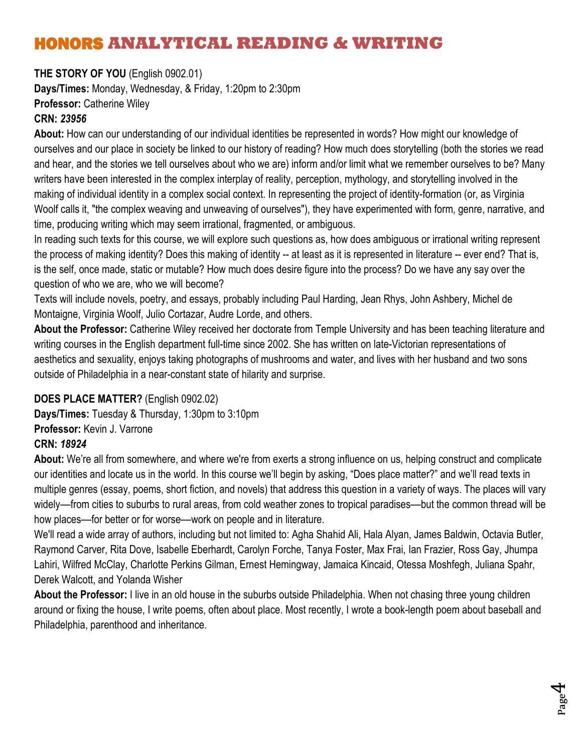# HONORS ANALYTICAL READING & WRITING

**THE STORY OF YOU** (English 0902.01)
**Days/Times:** Monday, Wednesday, & Friday, 1:20pm to 2:30pm
**Professor:** Catherine Wiley
**CRN:** ***23956***

**About:** How can our understanding of our individual identities be represented in words? How might our knowledge of ourselves and our place in society be linked to our history of reading? How much does storytelling (both the stories we read and hear, and the stories we tell ourselves about who we are) inform and/or limit what we remember ourselves to be? Many writers have been interested in the complex interplay of reality, perception, mythology, and storytelling involved in the making of individual identity in a complex social context. In representing the project of identity-formation (or, as Virginia Woolf calls it, "the complex weaving and unweaving of ourselves"), they have experimented with form, genre, narrative, and time, producing writing which may seem irrational, fragmented, or ambiguous.

In reading such texts for this course, we will explore such questions as, how does ambiguous or irrational writing represent the process of making identity? Does this making of identity -- at least as it is represented in literature -- ever end? That is, is the self, once made, static or mutable? How much does desire figure into the process? Do we have any say over the question of who we are, who we will become?

Texts will include novels, poetry, and essays, probably including Paul Harding, Jean Rhys, John Ashbery, Michel de Montaigne, Virginia Woolf, Julio Cortazar, Audre Lorde, and others.

**About the Professor:** Catherine Wiley received her doctorate from Temple University and has been teaching literature and writing courses in the English department full-time since 2002. She has written on late-Victorian representations of aesthetics and sexuality, enjoys taking photographs of mushrooms and water, and lives with her husband and two sons outside of Philadelphia in a near-constant state of hilarity and surprise.

**DOES PLACE MATTER?** (English 0902.02)
**Days/Times:** Tuesday & Thursday, 1:30pm to 3:10pm
**Professor:** Kevin J. Varrone
**CRN:** ***18924***

**About:** We're all from somewhere, and where we're from exerts a strong influence on us, helping construct and complicate our identities and locate us in the world. In this course we'll begin by asking, "Does place matter?" and we'll read texts in multiple genres (essay, poems, short fiction, and novels) that address this question in a variety of ways. The places will vary widely—from cities to suburbs to rural areas, from cold weather zones to tropical paradises—but the common thread will be how places—for better or for worse—work on people and in literature.

We'll read a wide array of authors, including but not limited to: Agha Shahid Ali, Hala Alyan, James Baldwin, Octavia Butler, Raymond Carver, Rita Dove, Isabelle Eberhardt, Carolyn Forche, Tanya Foster, Max Frai, Ian Frazier, Ross Gay, Jhumpa Lahiri, Wilfred McClay, Charlotte Perkins Gilman, Ernest Hemingway, Jamaica Kincaid, Otessa Moshfegh, Juliana Spahr, Derek Walcott, and Yolanda Wisher

**About the Professor:** I live in an old house in the suburbs outside Philadelphia. When not chasing three young children around or fixing the house, I write poems, often about place. Most recently, I wrote a book-length poem about baseball and Philadelphia, parenthood and inheritance.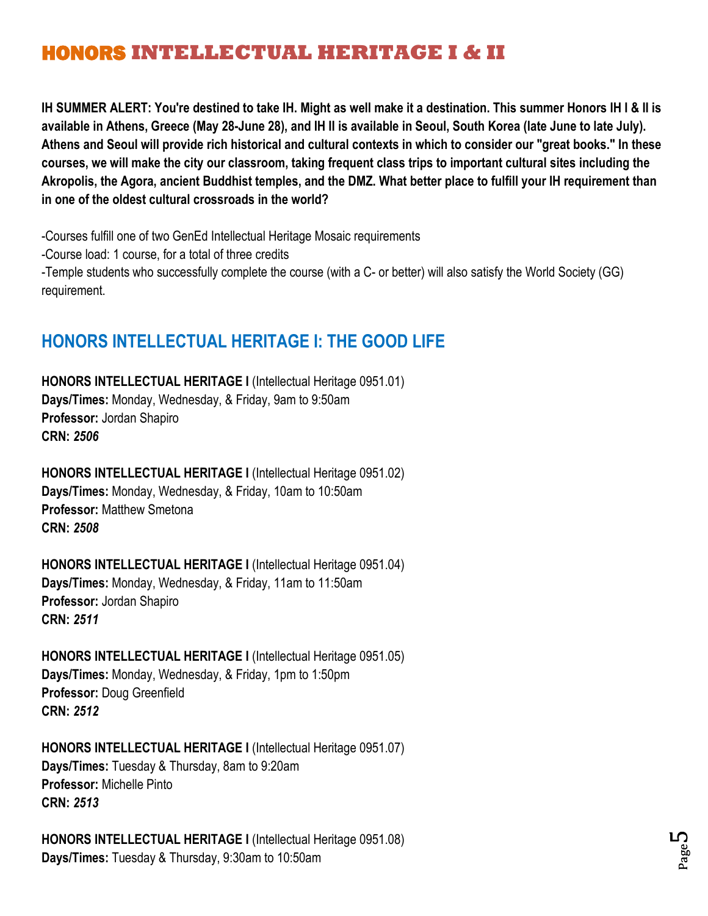# HONORS INTELLECTUAL HERITAGE I & II

**IH SUMMER ALERT: You're destined to take IH. Might as well make it a destination. This summer Honors IH I & II is available in Athens, Greece (May 28-June 28), and IH II is available in Seoul, South Korea (late June to late July). Athens and Seoul will provide rich historical and cultural contexts in which to consider our "great books." In these courses, we will make the city our classroom, taking frequent class trips to important cultural sites including the Akropolis, the Agora, ancient Buddhist temples, and the DMZ. What better place to fulfill your IH requirement than in one of the oldest cultural crossroads in the world?**

-Courses fulfill one of two GenEd Intellectual Heritage Mosaic requirements
-Course load: 1 course, for a total of three credits
-Temple students who successfully complete the course (with a C- or better) will also satisfy the World Society (GG) requirement.

## HONORS INTELLECTUAL HERITAGE I: THE GOOD LIFE

**HONORS INTELLECTUAL HERITAGE I** (Intellectual Heritage 0951.01)
**Days/Times:** Monday, Wednesday, & Friday, 9am to 9:50am
**Professor:** Jordan Shapiro
**CRN:** ***2506***

**HONORS INTELLECTUAL HERITAGE I** (Intellectual Heritage 0951.02)
**Days/Times:** Monday, Wednesday, & Friday, 10am to 10:50am
**Professor:** Matthew Smetona
**CRN:** ***2508***

**HONORS INTELLECTUAL HERITAGE I** (Intellectual Heritage 0951.04)
**Days/Times:** Monday, Wednesday, & Friday, 11am to 11:50am
**Professor:** Jordan Shapiro
**CRN:** ***2511***

**HONORS INTELLECTUAL HERITAGE I** (Intellectual Heritage 0951.05)
**Days/Times:** Monday, Wednesday, & Friday, 1pm to 1:50pm
**Professor:** Doug Greenfield
**CRN:** ***2512***

**HONORS INTELLECTUAL HERITAGE I** (Intellectual Heritage 0951.07)
**Days/Times:** Tuesday & Thursday, 8am to 9:20am
**Professor:** Michelle Pinto
**CRN:** ***2513***

**HONORS INTELLECTUAL HERITAGE I** (Intellectual Heritage 0951.08)
**Days/Times:** Tuesday & Thursday, 9:30am to 10:50am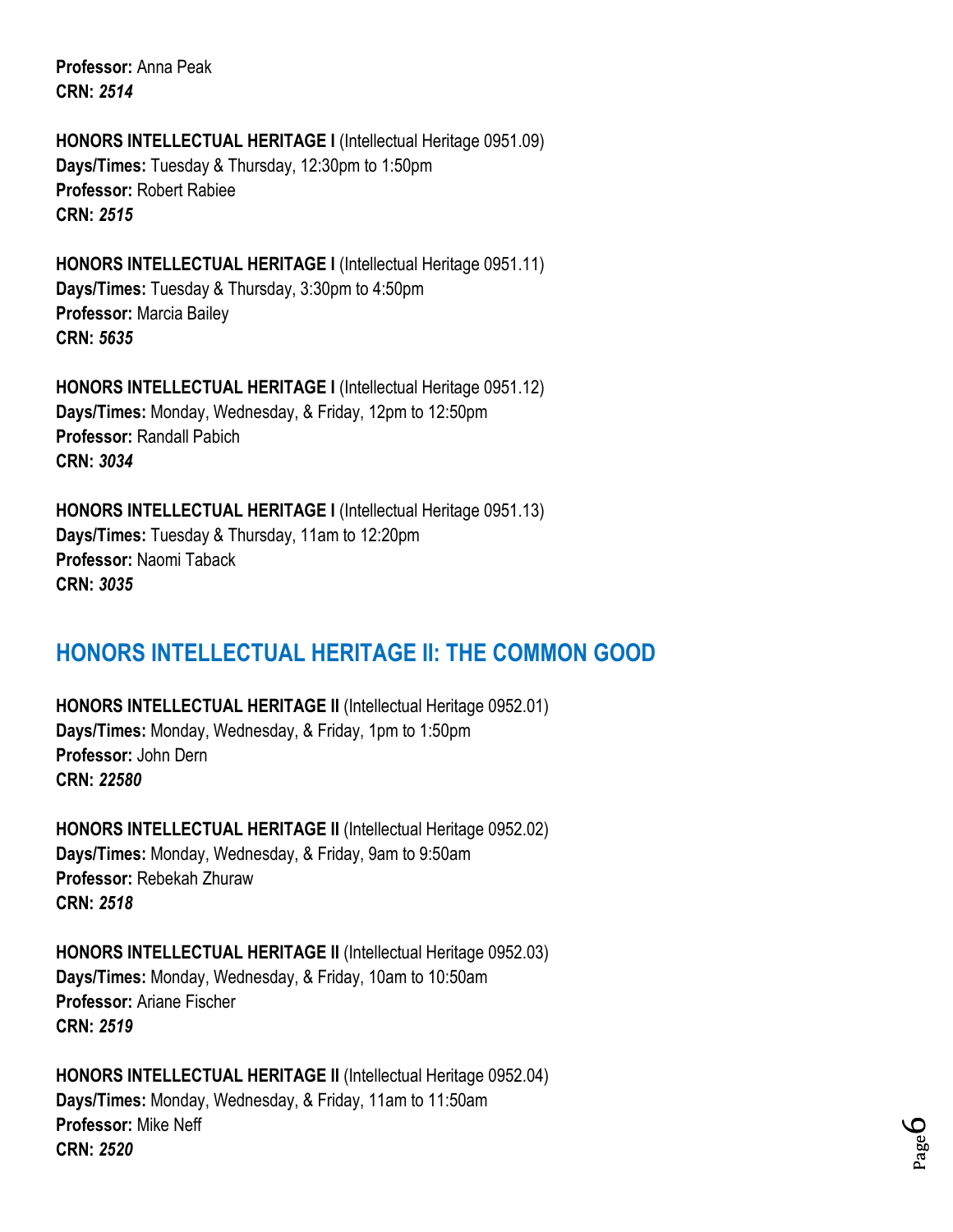**Professor:** Anna Peak
**CRN:** ***2514***

**HONORS INTELLECTUAL HERITAGE I** (Intellectual Heritage 0951.09)
**Days/Times:** Tuesday & Thursday, 12:30pm to 1:50pm
**Professor:** Robert Rabiee
**CRN:** ***2515***

**HONORS INTELLECTUAL HERITAGE I** (Intellectual Heritage 0951.11)
**Days/Times:** Tuesday & Thursday, 3:30pm to 4:50pm
**Professor:** Marcia Bailey
**CRN:** ***5635***

**HONORS INTELLECTUAL HERITAGE I** (Intellectual Heritage 0951.12)
**Days/Times:** Monday, Wednesday, & Friday, 12pm to 12:50pm
**Professor:** Randall Pabich
**CRN:** ***3034***

**HONORS INTELLECTUAL HERITAGE I** (Intellectual Heritage 0951.13)
**Days/Times:** Tuesday & Thursday, 11am to 12:20pm
**Professor:** Naomi Taback
**CRN:** ***3035***

## HONORS INTELLECTUAL HERITAGE II: THE COMMON GOOD

**HONORS INTELLECTUAL HERITAGE II** (Intellectual Heritage 0952.01)
**Days/Times:** Monday, Wednesday, & Friday, 1pm to 1:50pm
**Professor:** John Dern
**CRN:** ***22580***

**HONORS INTELLECTUAL HERITAGE II** (Intellectual Heritage 0952.02)
**Days/Times:** Monday, Wednesday, & Friday, 9am to 9:50am
**Professor:** Rebekah Zhuraw
**CRN:** ***2518***

**HONORS INTELLECTUAL HERITAGE II** (Intellectual Heritage 0952.03)
**Days/Times:** Monday, Wednesday, & Friday, 10am to 10:50am
**Professor:** Ariane Fischer
**CRN:** ***2519***

**HONORS INTELLECTUAL HERITAGE II** (Intellectual Heritage 0952.04)
**Days/Times:** Monday, Wednesday, & Friday, 11am to 11:50am
**Professor:** Mike Neff
**CRN:** ***2520***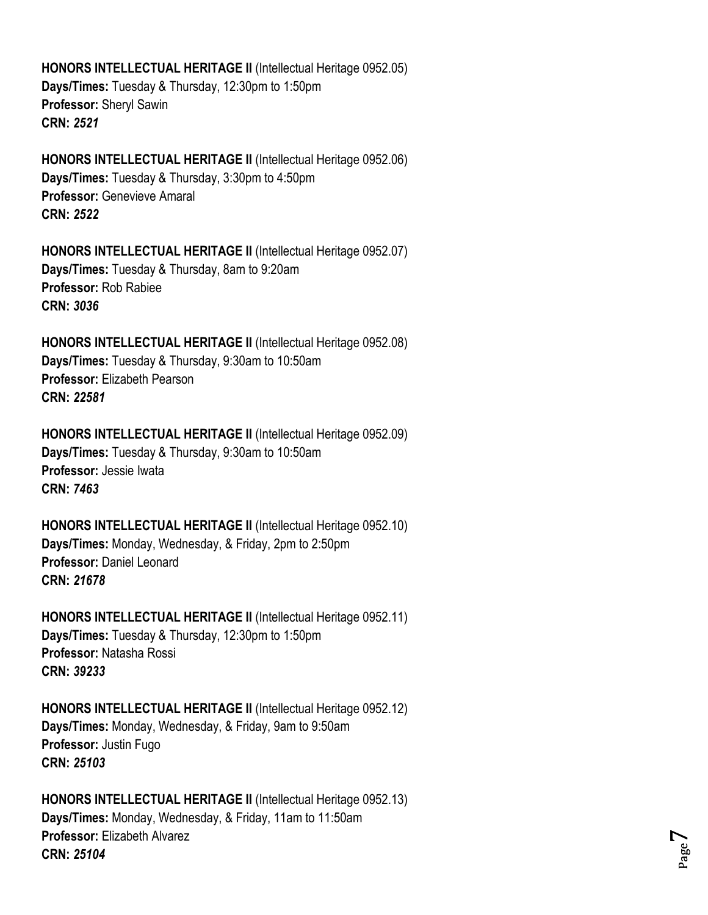**HONORS INTELLECTUAL HERITAGE II** (Intellectual Heritage 0952.05)
**Days/Times:** Tuesday & Thursday, 12:30pm to 1:50pm
**Professor:** Sheryl Sawin
**CRN:** ***2521***

**HONORS INTELLECTUAL HERITAGE II** (Intellectual Heritage 0952.06)
**Days/Times:** Tuesday & Thursday, 3:30pm to 4:50pm
**Professor:** Genevieve Amaral
**CRN:** ***2522***

**HONORS INTELLECTUAL HERITAGE II** (Intellectual Heritage 0952.07)
**Days/Times:** Tuesday & Thursday, 8am to 9:20am
**Professor:** Rob Rabiee
**CRN:** ***3036***

**HONORS INTELLECTUAL HERITAGE II** (Intellectual Heritage 0952.08)
**Days/Times:** Tuesday & Thursday, 9:30am to 10:50am
**Professor:** Elizabeth Pearson
**CRN:** ***22581***

**HONORS INTELLECTUAL HERITAGE II** (Intellectual Heritage 0952.09)
**Days/Times:** Tuesday & Thursday, 9:30am to 10:50am
**Professor:** Jessie Iwata
**CRN:** ***7463***

**HONORS INTELLECTUAL HERITAGE II** (Intellectual Heritage 0952.10)
**Days/Times:** Monday, Wednesday, & Friday, 2pm to 2:50pm
**Professor:** Daniel Leonard
**CRN:** ***21678***

**HONORS INTELLECTUAL HERITAGE II** (Intellectual Heritage 0952.11)
**Days/Times:** Tuesday & Thursday, 12:30pm to 1:50pm
**Professor:** Natasha Rossi
**CRN:** ***39233***

**HONORS INTELLECTUAL HERITAGE II** (Intellectual Heritage 0952.12)
**Days/Times:** Monday, Wednesday, & Friday, 9am to 9:50am
**Professor:** Justin Fugo
**CRN:** ***25103***

**HONORS INTELLECTUAL HERITAGE II** (Intellectual Heritage 0952.13)
**Days/Times:** Monday, Wednesday, & Friday, 11am to 11:50am
**Professor:** Elizabeth Alvarez
**CRN:** ***25104***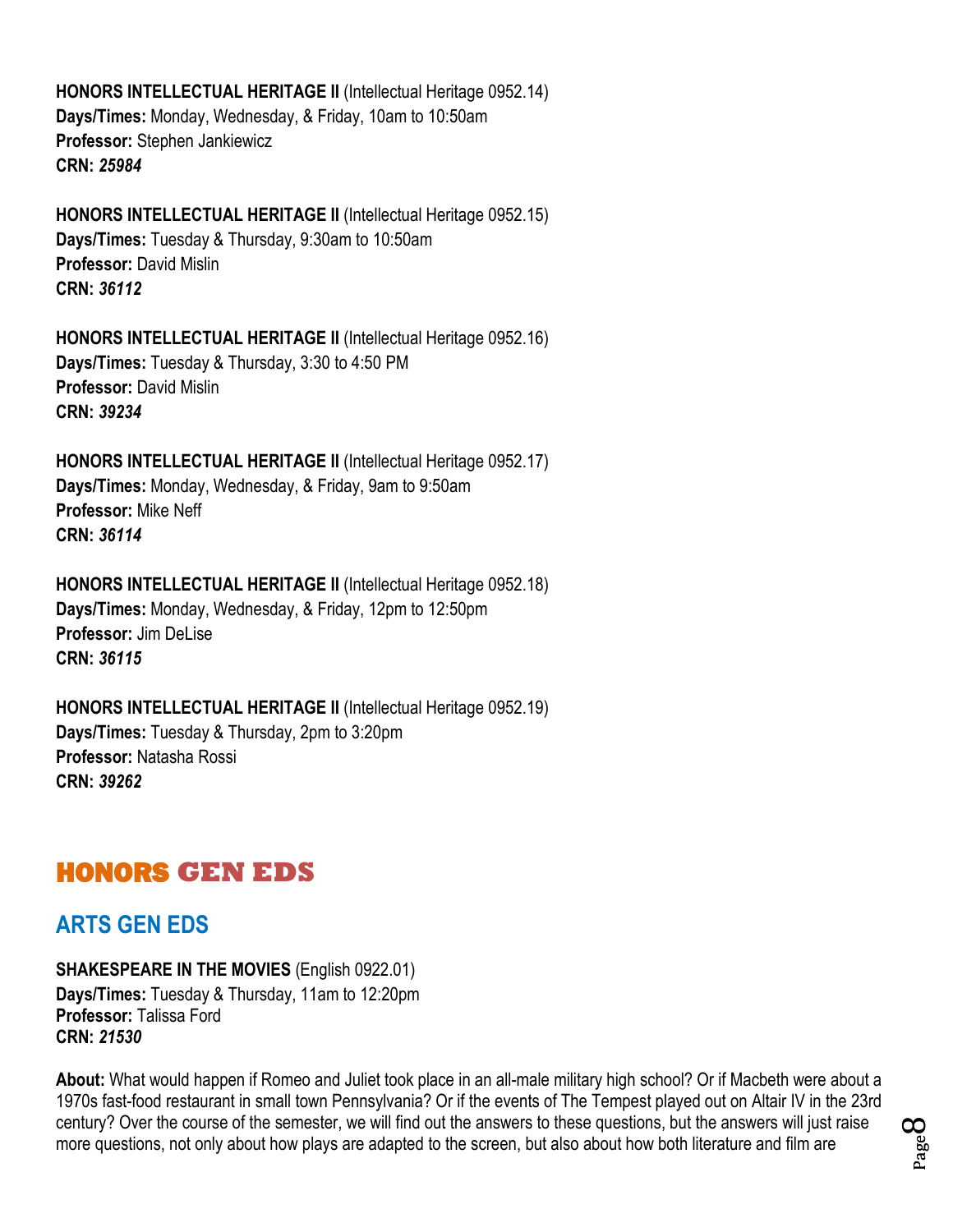**HONORS INTELLECTUAL HERITAGE II** (Intellectual Heritage 0952.14)
**Days/Times:** Monday, Wednesday, & Friday, 10am to 10:50am
**Professor:** Stephen Jankiewicz
**CRN:** ***25984***

**HONORS INTELLECTUAL HERITAGE II** (Intellectual Heritage 0952.15)
**Days/Times:** Tuesday & Thursday, 9:30am to 10:50am
**Professor:** David Mislin
**CRN:** ***36112***

**HONORS INTELLECTUAL HERITAGE II** (Intellectual Heritage 0952.16)
**Days/Times:** Tuesday & Thursday, 3:30 to 4:50 PM
**Professor:** David Mislin
**CRN:** ***39234***

**HONORS INTELLECTUAL HERITAGE II** (Intellectual Heritage 0952.17)
**Days/Times:** Monday, Wednesday, & Friday, 9am to 9:50am
**Professor:** Mike Neff
**CRN:** ***36114***

**HONORS INTELLECTUAL HERITAGE II** (Intellectual Heritage 0952.18)
**Days/Times:** Monday, Wednesday, & Friday, 12pm to 12:50pm
**Professor:** Jim DeLise
**CRN:** ***36115***

**HONORS INTELLECTUAL HERITAGE II** (Intellectual Heritage 0952.19)
**Days/Times:** Tuesday & Thursday, 2pm to 3:20pm
**Professor:** Natasha Rossi
**CRN:** ***39262***

# HONORS GEN EDS

## ARTS GEN EDS

**SHAKESPEARE IN THE MOVIES** (English 0922.01)
**Days/Times:** Tuesday & Thursday, 11am to 12:20pm
**Professor:** Talissa Ford
**CRN:** ***21530***

**About:** What would happen if Romeo and Juliet took place in an all-male military high school? Or if Macbeth were about a 1970s fast-food restaurant in small town Pennsylvania? Or if the events of The Tempest played out on Altair IV in the 23rd century? Over the course of the semester, we will find out the answers to these questions, but the answers will just raise more questions, not only about how plays are adapted to the screen, but also about how both literature and film are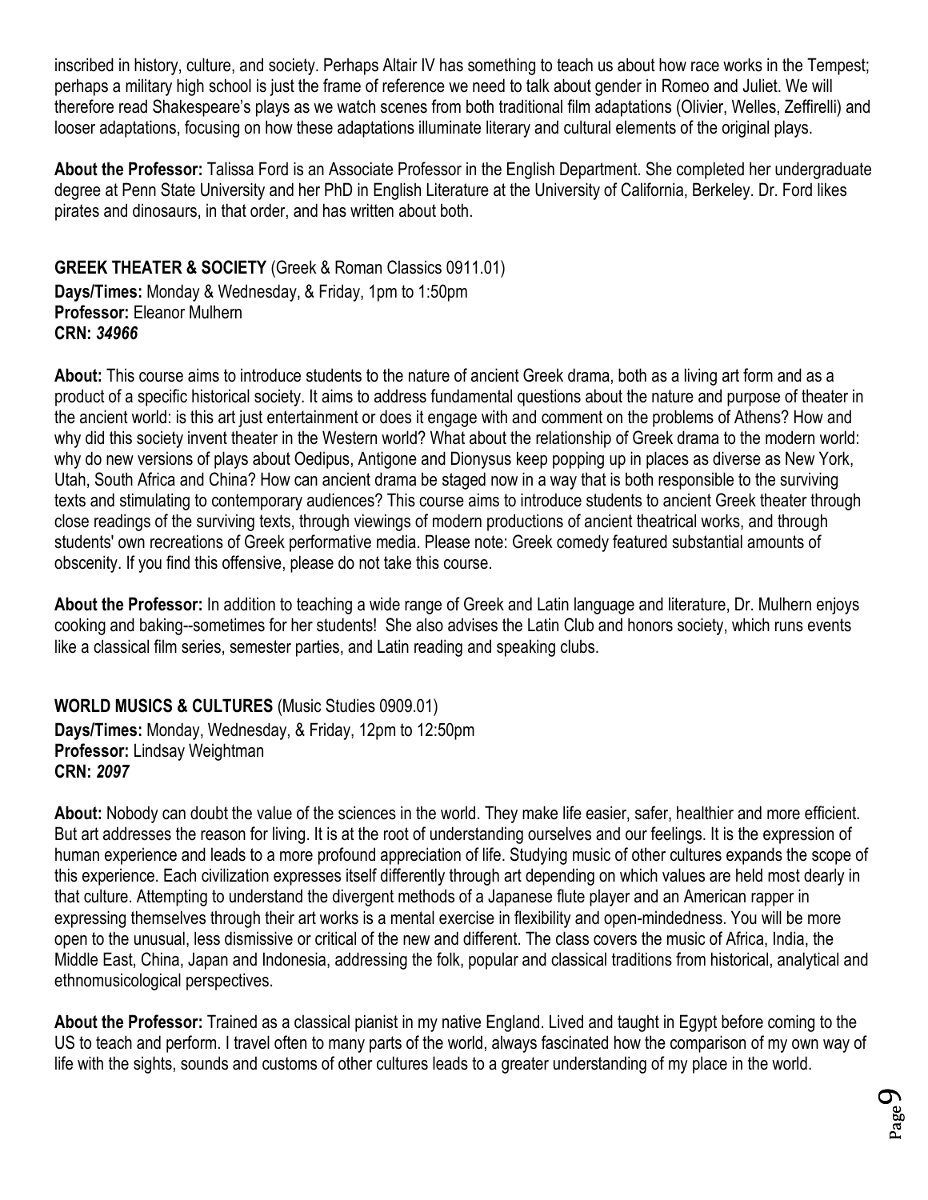inscribed in history, culture, and society. Perhaps Altair IV has something to teach us about how race works in the Tempest; perhaps a military high school is just the frame of reference we need to talk about gender in Romeo and Juliet. We will therefore read Shakespeare's plays as we watch scenes from both traditional film adaptations (Olivier, Welles, Zeffirelli) and looser adaptations, focusing on how these adaptations illuminate literary and cultural elements of the original plays.

**About the Professor:** Talissa Ford is an Associate Professor in the English Department. She completed her undergraduate degree at Penn State University and her PhD in English Literature at the University of California, Berkeley. Dr. Ford likes pirates and dinosaurs, in that order, and has written about both.

**GREEK THEATER & SOCIETY** (Greek & Roman Classics 0911.01)
**Days/Times:** Monday & Wednesday, & Friday, 1pm to 1:50pm
**Professor:** Eleanor Mulhern
**CRN:** ***34966***

**About:** This course aims to introduce students to the nature of ancient Greek drama, both as a living art form and as a product of a specific historical society. It aims to address fundamental questions about the nature and purpose of theater in the ancient world: is this art just entertainment or does it engage with and comment on the problems of Athens? How and why did this society invent theater in the Western world? What about the relationship of Greek drama to the modern world: why do new versions of plays about Oedipus, Antigone and Dionysus keep popping up in places as diverse as New York, Utah, South Africa and China? How can ancient drama be staged now in a way that is both responsible to the surviving texts and stimulating to contemporary audiences? This course aims to introduce students to ancient Greek theater through close readings of the surviving texts, through viewings of modern productions of ancient theatrical works, and through students' own recreations of Greek performative media. Please note: Greek comedy featured substantial amounts of obscenity. If you find this offensive, please do not take this course.

**About the Professor:** In addition to teaching a wide range of Greek and Latin language and literature, Dr. Mulhern enjoys cooking and baking--sometimes for her students! She also advises the Latin Club and honors society, which runs events like a classical film series, semester parties, and Latin reading and speaking clubs.

**WORLD MUSICS & CULTURES** (Music Studies 0909.01)
**Days/Times:** Monday, Wednesday, & Friday, 12pm to 12:50pm
**Professor:** Lindsay Weightman
**CRN:** ***2097***

**About:** Nobody can doubt the value of the sciences in the world. They make life easier, safer, healthier and more efficient. But art addresses the reason for living. It is at the root of understanding ourselves and our feelings. It is the expression of human experience and leads to a more profound appreciation of life. Studying music of other cultures expands the scope of this experience. Each civilization expresses itself differently through art depending on which values are held most dearly in that culture. Attempting to understand the divergent methods of a Japanese flute player and an American rapper in expressing themselves through their art works is a mental exercise in flexibility and open-mindedness. You will be more open to the unusual, less dismissive or critical of the new and different. The class covers the music of Africa, India, the Middle East, China, Japan and Indonesia, addressing the folk, popular and classical traditions from historical, analytical and ethnomusicological perspectives.

**About the Professor:** Trained as a classical pianist in my native England. Lived and taught in Egypt before coming to the US to teach and perform. I travel often to many parts of the world, always fascinated how the comparison of my own way of life with the sights, sounds and customs of other cultures leads to a greater understanding of my place in the world.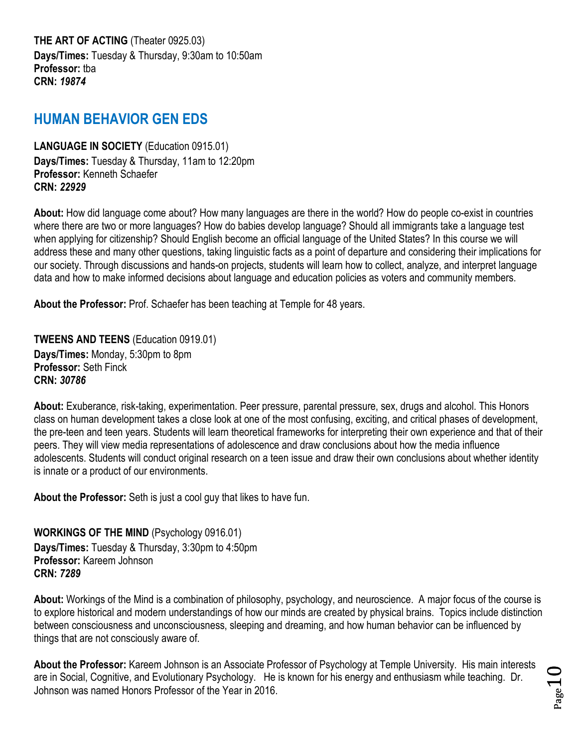**THE ART OF ACTING** (Theater 0925.03)
**Days/Times:** Tuesday & Thursday, 9:30am to 10:50am
**Professor:** tba
**CRN:** ***19874***

## HUMAN BEHAVIOR GEN EDS

**LANGUAGE IN SOCIETY** (Education 0915.01)
**Days/Times:** Tuesday & Thursday, 11am to 12:20pm
**Professor:** Kenneth Schaefer
**CRN:** ***22929***

**About:** How did language come about? How many languages are there in the world? How do people co-exist in countries where there are two or more languages? How do babies develop language? Should all immigrants take a language test when applying for citizenship? Should English become an official language of the United States? In this course we will address these and many other questions, taking linguistic facts as a point of departure and considering their implications for our society. Through discussions and hands-on projects, students will learn how to collect, analyze, and interpret language data and how to make informed decisions about language and education policies as voters and community members.

**About the Professor:** Prof. Schaefer has been teaching at Temple for 48 years.

**TWEENS AND TEENS** (Education 0919.01)
**Days/Times:** Monday, 5:30pm to 8pm
**Professor:** Seth Finck
**CRN:** ***30786***

**About:** Exuberance, risk-taking, experimentation. Peer pressure, parental pressure, sex, drugs and alcohol. This Honors class on human development takes a close look at one of the most confusing, exciting, and critical phases of development, the pre-teen and teen years. Students will learn theoretical frameworks for interpreting their own experience and that of their peers. They will view media representations of adolescence and draw conclusions about how the media influence adolescents. Students will conduct original research on a teen issue and draw their own conclusions about whether identity is innate or a product of our environments.

**About the Professor:** Seth is just a cool guy that likes to have fun.

**WORKINGS OF THE MIND** (Psychology 0916.01)
**Days/Times:** Tuesday & Thursday, 3:30pm to 4:50pm
**Professor:** Kareem Johnson
**CRN:** ***7289***

**About:** Workings of the Mind is a combination of philosophy, psychology, and neuroscience. A major focus of the course is to explore historical and modern understandings of how our minds are created by physical brains. Topics include distinction between consciousness and unconsciousness, sleeping and dreaming, and how human behavior can be influenced by things that are not consciously aware of.

**About the Professor:** Kareem Johnson is an Associate Professor of Psychology at Temple University. His main interests are in Social, Cognitive, and Evolutionary Psychology. He is known for his energy and enthusiasm while teaching. Dr. Johnson was named Honors Professor of the Year in 2016.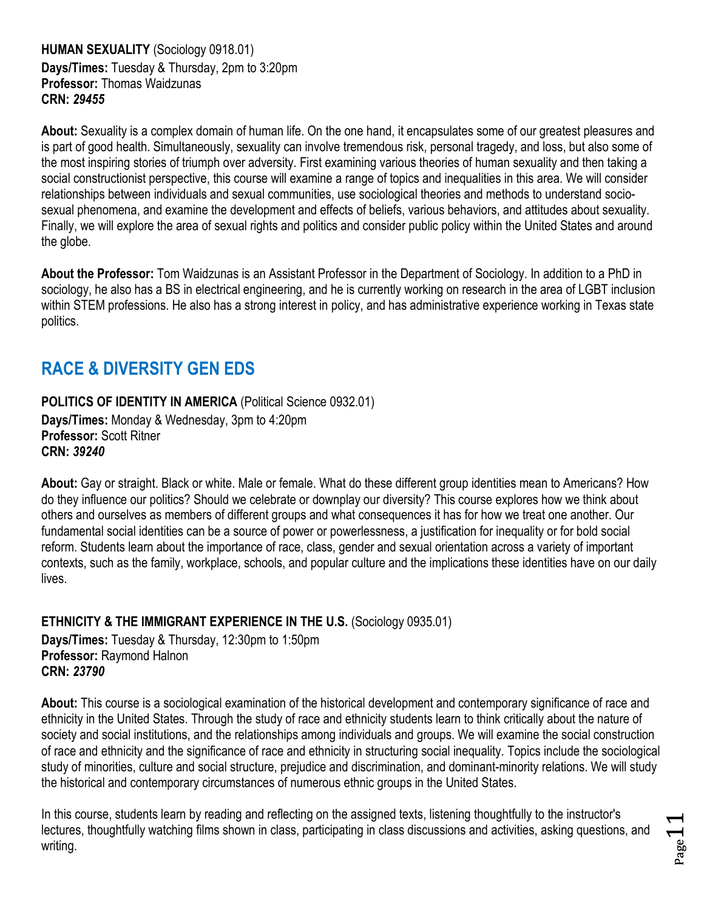**HUMAN SEXUALITY** (Sociology 0918.01)
**Days/Times:** Tuesday & Thursday, 2pm to 3:20pm
**Professor:** Thomas Waidzunas
**CRN:** ***29455***

**About:** Sexuality is a complex domain of human life. On the one hand, it encapsulates some of our greatest pleasures and is part of good health. Simultaneously, sexuality can involve tremendous risk, personal tragedy, and loss, but also some of the most inspiring stories of triumph over adversity. First examining various theories of human sexuality and then taking a social constructionist perspective, this course will examine a range of topics and inequalities in this area. We will consider relationships between individuals and sexual communities, use sociological theories and methods to understand socio-sexual phenomena, and examine the development and effects of beliefs, various behaviors, and attitudes about sexuality. Finally, we will explore the area of sexual rights and politics and consider public policy within the United States and around the globe.

**About the Professor:** Tom Waidzunas is an Assistant Professor in the Department of Sociology. In addition to a PhD in sociology, he also has a BS in electrical engineering, and he is currently working on research in the area of LGBT inclusion within STEM professions. He also has a strong interest in policy, and has administrative experience working in Texas state politics.

## RACE & DIVERSITY GEN EDS

**POLITICS OF IDENTITY IN AMERICA** (Political Science 0932.01)
**Days/Times:** Monday & Wednesday, 3pm to 4:20pm
**Professor:** Scott Ritner
**CRN:** ***39240***

**About:** Gay or straight. Black or white. Male or female. What do these different group identities mean to Americans? How do they influence our politics? Should we celebrate or downplay our diversity? This course explores how we think about others and ourselves as members of different groups and what consequences it has for how we treat one another. Our fundamental social identities can be a source of power or powerlessness, a justification for inequality or for bold social reform. Students learn about the importance of race, class, gender and sexual orientation across a variety of important contexts, such as the family, workplace, schools, and popular culture and the implications these identities have on our daily lives.

**ETHNICITY & THE IMMIGRANT EXPERIENCE IN THE U.S.** (Sociology 0935.01)
**Days/Times:** Tuesday & Thursday, 12:30pm to 1:50pm
**Professor:** Raymond Halnon
**CRN:** ***23790***

**About:** This course is a sociological examination of the historical development and contemporary significance of race and ethnicity in the United States. Through the study of race and ethnicity students learn to think critically about the nature of society and social institutions, and the relationships among individuals and groups. We will examine the social construction of race and ethnicity and the significance of race and ethnicity in structuring social inequality. Topics include the sociological study of minorities, culture and social structure, prejudice and discrimination, and dominant-minority relations. We will study the historical and contemporary circumstances of numerous ethnic groups in the United States.

In this course, students learn by reading and reflecting on the assigned texts, listening thoughtfully to the instructor's lectures, thoughtfully watching films shown in class, participating in class discussions and activities, asking questions, and writing.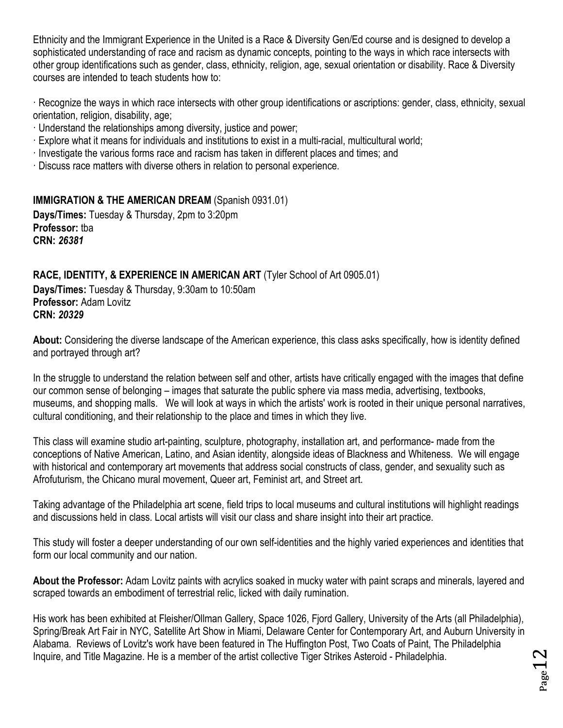Ethnicity and the Immigrant Experience in the United is a Race & Diversity Gen/Ed course and is designed to develop a sophisticated understanding of race and racism as dynamic concepts, pointing to the ways in which race intersects with other group identifications such as gender, class, ethnicity, religion, age, sexual orientation or disability. Race & Diversity courses are intended to teach students how to:

· Recognize the ways in which race intersects with other group identifications or ascriptions: gender, class, ethnicity, sexual orientation, religion, disability, age;
· Understand the relationships among diversity, justice and power;
· Explore what it means for individuals and institutions to exist in a multi-racial, multicultural world;
· Investigate the various forms race and racism has taken in different places and times; and
· Discuss race matters with diverse others in relation to personal experience.

**IMMIGRATION & THE AMERICAN DREAM** (Spanish 0931.01)
**Days/Times:** Tuesday & Thursday, 2pm to 3:20pm
**Professor:** tba
**CRN:** ***26381***

**RACE, IDENTITY, & EXPERIENCE IN AMERICAN ART** (Tyler School of Art 0905.01)
**Days/Times:** Tuesday & Thursday, 9:30am to 10:50am
**Professor:** Adam Lovitz
**CRN:** ***20329***

**About:** Considering the diverse landscape of the American experience, this class asks specifically, how is identity defined and portrayed through art?

In the struggle to understand the relation between self and other, artists have critically engaged with the images that define our common sense of belonging – images that saturate the public sphere via mass media, advertising, textbooks, museums, and shopping malls. We will look at ways in which the artists' work is rooted in their unique personal narratives, cultural conditioning, and their relationship to the place and times in which they live.

This class will examine studio art-painting, sculpture, photography, installation art, and performance- made from the conceptions of Native American, Latino, and Asian identity, alongside ideas of Blackness and Whiteness. We will engage with historical and contemporary art movements that address social constructs of class, gender, and sexuality such as Afrofuturism, the Chicano mural movement, Queer art, Feminist art, and Street art.

Taking advantage of the Philadelphia art scene, field trips to local museums and cultural institutions will highlight readings and discussions held in class. Local artists will visit our class and share insight into their art practice.

This study will foster a deeper understanding of our own self-identities and the highly varied experiences and identities that form our local community and our nation.

**About the Professor:** Adam Lovitz paints with acrylics soaked in mucky water with paint scraps and minerals, layered and scraped towards an embodiment of terrestrial relic, licked with daily rumination.

His work has been exhibited at Fleisher/Ollman Gallery, Space 1026, Fjord Gallery, University of the Arts (all Philadelphia), Spring/Break Art Fair in NYC, Satellite Art Show in Miami, Delaware Center for Contemporary Art, and Auburn University in Alabama. Reviews of Lovitz's work have been featured in The Huffington Post, Two Coats of Paint, The Philadelphia Inquire, and Title Magazine. He is a member of the artist collective Tiger Strikes Asteroid - Philadelphia.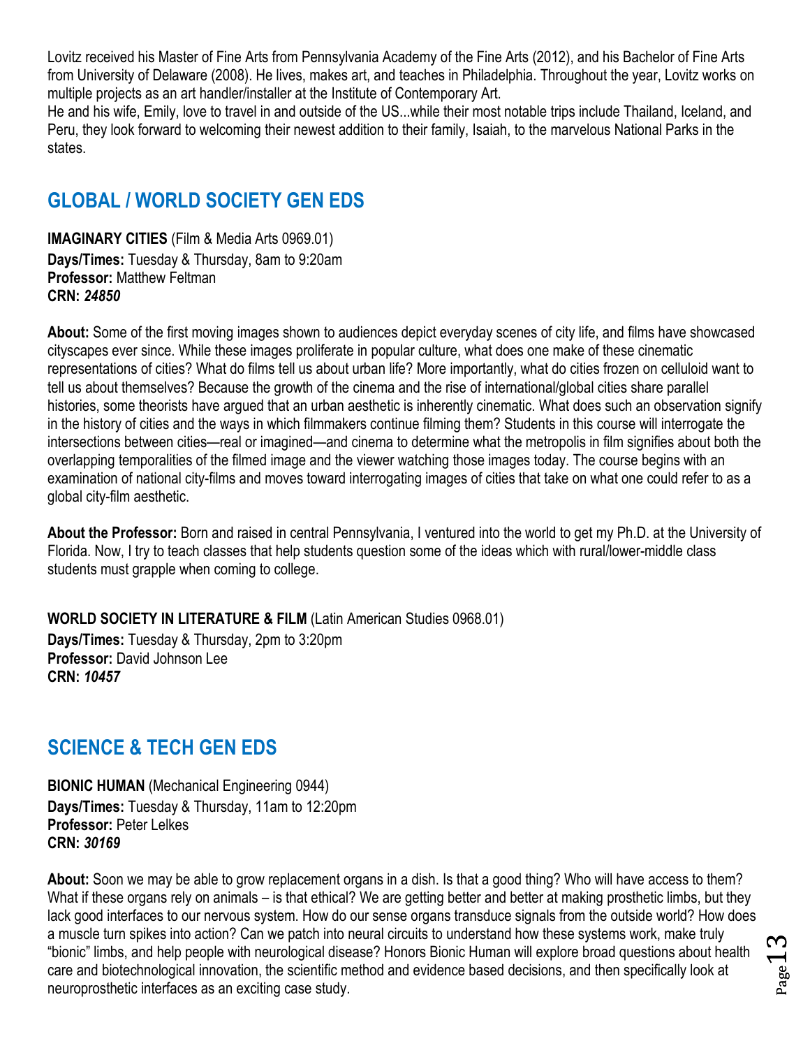Lovitz received his Master of Fine Arts from Pennsylvania Academy of the Fine Arts (2012), and his Bachelor of Fine Arts from University of Delaware (2008). He lives, makes art, and teaches in Philadelphia. Throughout the year, Lovitz works on multiple projects as an art handler/installer at the Institute of Contemporary Art.
He and his wife, Emily, love to travel in and outside of the US...while their most notable trips include Thailand, Iceland, and Peru, they look forward to welcoming their newest addition to their family, Isaiah, to the marvelous National Parks in the states.

## GLOBAL / WORLD SOCIETY GEN EDS

**IMAGINARY CITIES** (Film & Media Arts 0969.01)
**Days/Times:** Tuesday & Thursday, 8am to 9:20am
**Professor:** Matthew Feltman
**CRN:** ***24850***

**About:** Some of the first moving images shown to audiences depict everyday scenes of city life, and films have showcased cityscapes ever since. While these images proliferate in popular culture, what does one make of these cinematic representations of cities? What do films tell us about urban life? More importantly, what do cities frozen on celluloid want to tell us about themselves? Because the growth of the cinema and the rise of international/global cities share parallel histories, some theorists have argued that an urban aesthetic is inherently cinematic. What does such an observation signify in the history of cities and the ways in which filmmakers continue filming them? Students in this course will interrogate the intersections between cities—real or imagined—and cinema to determine what the metropolis in film signifies about both the overlapping temporalities of the filmed image and the viewer watching those images today. The course begins with an examination of national city-films and moves toward interrogating images of cities that take on what one could refer to as a global city-film aesthetic.

**About the Professor:** Born and raised in central Pennsylvania, I ventured into the world to get my Ph.D. at the University of Florida. Now, I try to teach classes that help students question some of the ideas which with rural/lower-middle class students must grapple when coming to college.

**WORLD SOCIETY IN LITERATURE & FILM** (Latin American Studies 0968.01)
**Days/Times:** Tuesday & Thursday, 2pm to 3:20pm
**Professor:** David Johnson Lee
**CRN:** ***10457***

## SCIENCE & TECH GEN EDS

**BIONIC HUMAN** (Mechanical Engineering 0944)
**Days/Times:** Tuesday & Thursday, 11am to 12:20pm
**Professor:** Peter Lelkes
**CRN:** ***30169***

**About:** Soon we may be able to grow replacement organs in a dish. Is that a good thing? Who will have access to them? What if these organs rely on animals – is that ethical? We are getting better and better at making prosthetic limbs, but they lack good interfaces to our nervous system. How do our sense organs transduce signals from the outside world? How does a muscle turn spikes into action? Can we patch into neural circuits to understand how these systems work, make truly "bionic" limbs, and help people with neurological disease? Honors Bionic Human will explore broad questions about health care and biotechnological innovation, the scientific method and evidence based decisions, and then specifically look at neuroprosthetic interfaces as an exciting case study.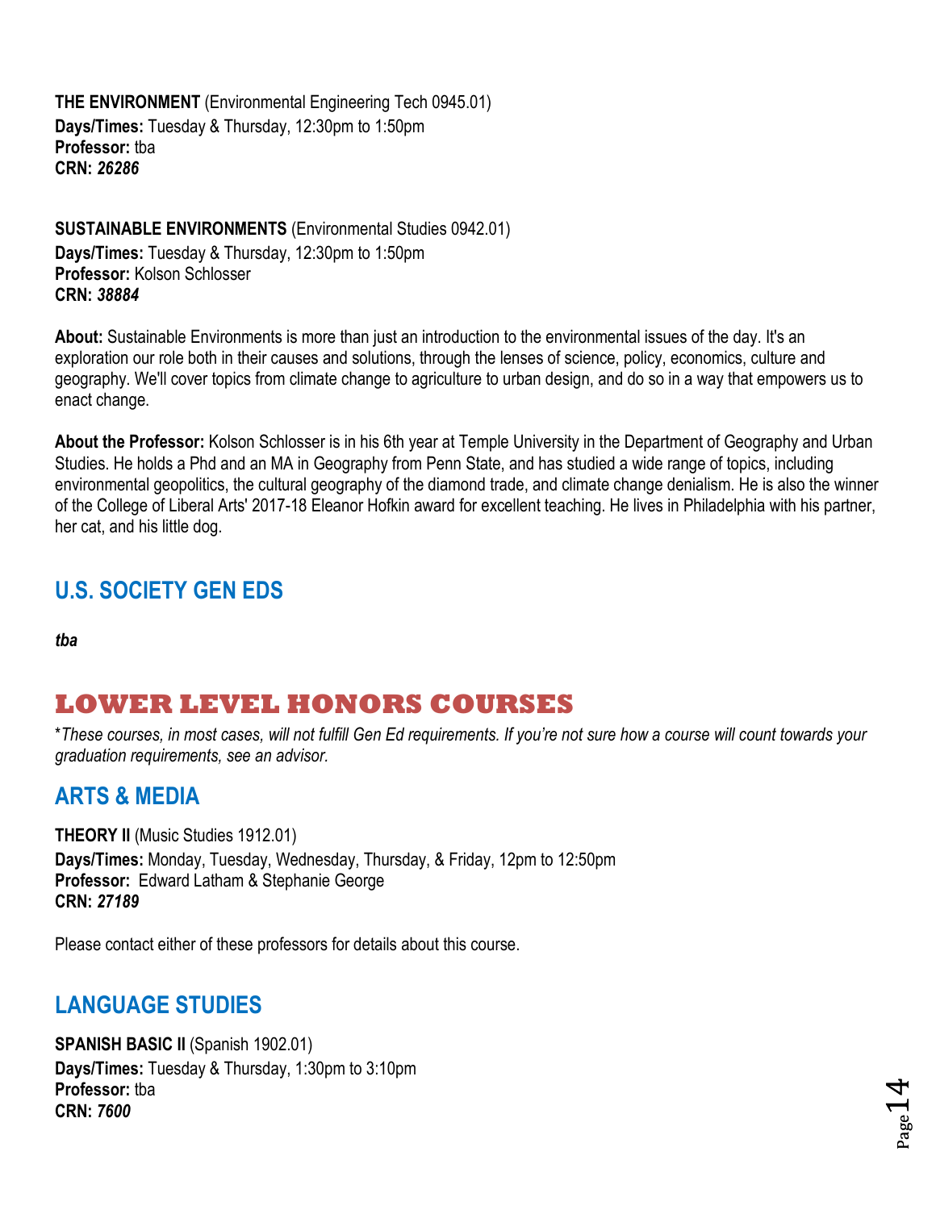**THE ENVIRONMENT** (Environmental Engineering Tech 0945.01)
**Days/Times:** Tuesday & Thursday, 12:30pm to 1:50pm
**Professor:** tba
**CRN:** ***26286***

**SUSTAINABLE ENVIRONMENTS** (Environmental Studies 0942.01)
**Days/Times:** Tuesday & Thursday, 12:30pm to 1:50pm
**Professor:** Kolson Schlosser
**CRN:** ***38884***

**About:** Sustainable Environments is more than just an introduction to the environmental issues of the day. It's an exploration our role both in their causes and solutions, through the lenses of science, policy, economics, culture and geography. We'll cover topics from climate change to agriculture to urban design, and do so in a way that empowers us to enact change.

**About the Professor:** Kolson Schlosser is in his 6th year at Temple University in the Department of Geography and Urban Studies. He holds a Phd and an MA in Geography from Penn State, and has studied a wide range of topics, including environmental geopolitics, the cultural geography of the diamond trade, and climate change denialism. He is also the winner of the College of Liberal Arts' 2017-18 Eleanor Hofkin award for excellent teaching. He lives in Philadelphia with his partner, her cat, and his little dog.

## U.S. SOCIETY GEN EDS

***tba***

# LOWER LEVEL HONORS COURSES

\**These courses, in most cases, will not fulfill Gen Ed requirements. If you're not sure how a course will count towards your graduation requirements, see an advisor.*

## ARTS & MEDIA

**THEORY II** (Music Studies 1912.01)
**Days/Times:** Monday, Tuesday, Wednesday, Thursday, & Friday, 12pm to 12:50pm
**Professor:** Edward Latham & Stephanie George
**CRN:** ***27189***

Please contact either of these professors for details about this course.

## LANGUAGE STUDIES

**SPANISH BASIC II** (Spanish 1902.01)
**Days/Times:** Tuesday & Thursday, 1:30pm to 3:10pm
**Professor:** tba
**CRN:** ***7600***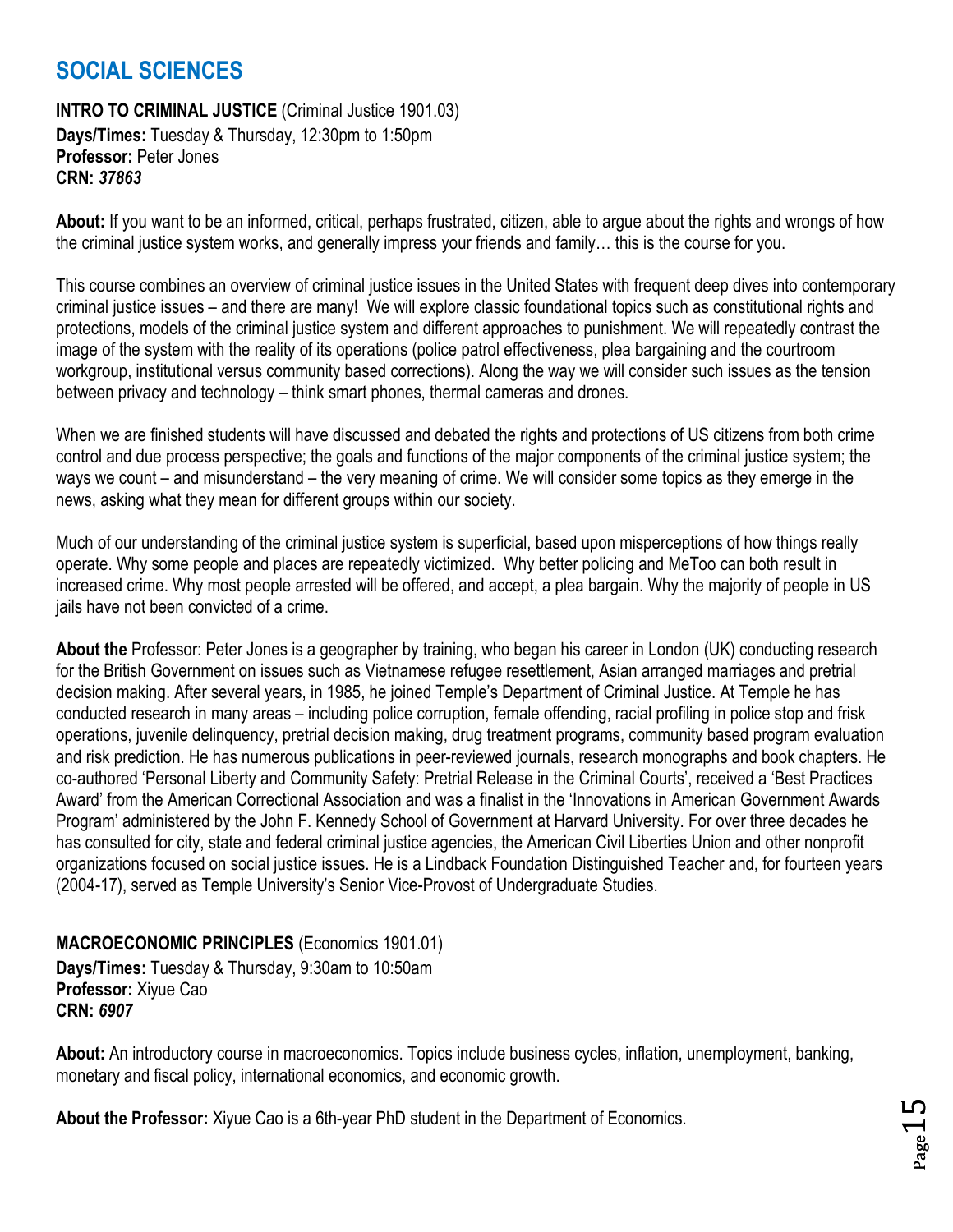# SOCIAL SCIENCES

**INTRO TO CRIMINAL JUSTICE** (Criminal Justice 1901.03)
**Days/Times:** Tuesday & Thursday, 12:30pm to 1:50pm
**Professor:** Peter Jones
**CRN:** ***37863***

**About:** If you want to be an informed, critical, perhaps frustrated, citizen, able to argue about the rights and wrongs of how the criminal justice system works, and generally impress your friends and family… this is the course for you.

This course combines an overview of criminal justice issues in the United States with frequent deep dives into contemporary criminal justice issues – and there are many! We will explore classic foundational topics such as constitutional rights and protections, models of the criminal justice system and different approaches to punishment. We will repeatedly contrast the image of the system with the reality of its operations (police patrol effectiveness, plea bargaining and the courtroom workgroup, institutional versus community based corrections). Along the way we will consider such issues as the tension between privacy and technology – think smart phones, thermal cameras and drones.

When we are finished students will have discussed and debated the rights and protections of US citizens from both crime control and due process perspective; the goals and functions of the major components of the criminal justice system; the ways we count – and misunderstand – the very meaning of crime. We will consider some topics as they emerge in the news, asking what they mean for different groups within our society.

Much of our understanding of the criminal justice system is superficial, based upon misperceptions of how things really operate. Why some people and places are repeatedly victimized. Why better policing and MeToo can both result in increased crime. Why most people arrested will be offered, and accept, a plea bargain. Why the majority of people in US jails have not been convicted of a crime.

**About the** Professor: Peter Jones is a geographer by training, who began his career in London (UK) conducting research for the British Government on issues such as Vietnamese refugee resettlement, Asian arranged marriages and pretrial decision making. After several years, in 1985, he joined Temple's Department of Criminal Justice. At Temple he has conducted research in many areas – including police corruption, female offending, racial profiling in police stop and frisk operations, juvenile delinquency, pretrial decision making, drug treatment programs, community based program evaluation and risk prediction. He has numerous publications in peer-reviewed journals, research monographs and book chapters. He co-authored 'Personal Liberty and Community Safety: Pretrial Release in the Criminal Courts', received a 'Best Practices Award' from the American Correctional Association and was a finalist in the 'Innovations in American Government Awards Program' administered by the John F. Kennedy School of Government at Harvard University. For over three decades he has consulted for city, state and federal criminal justice agencies, the American Civil Liberties Union and other nonprofit organizations focused on social justice issues. He is a Lindback Foundation Distinguished Teacher and, for fourteen years (2004-17), served as Temple University's Senior Vice-Provost of Undergraduate Studies.

**MACROECONOMIC PRINCIPLES** (Economics 1901.01)
**Days/Times:** Tuesday & Thursday, 9:30am to 10:50am
**Professor:** Xiyue Cao
**CRN:** ***6907***

**About:** An introductory course in macroeconomics. Topics include business cycles, inflation, unemployment, banking, monetary and fiscal policy, international economics, and economic growth.

**About the Professor:** Xiyue Cao is a 6th-year PhD student in the Department of Economics.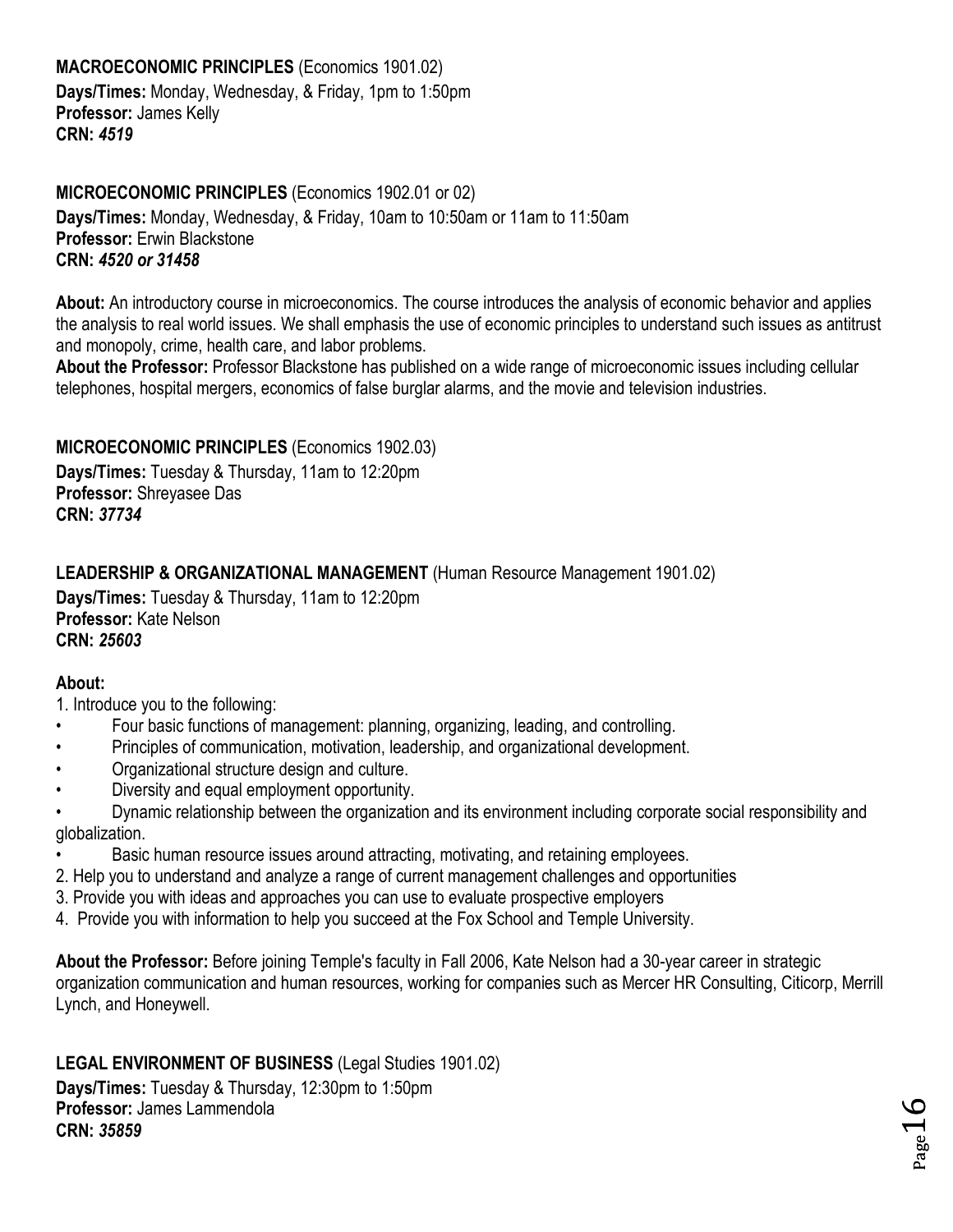**MACROECONOMIC PRINCIPLES** (Economics 1901.02)
**Days/Times:** Monday, Wednesday, & Friday, 1pm to 1:50pm
**Professor:** James Kelly
**CRN:** ***4519***

**MICROECONOMIC PRINCIPLES** (Economics 1902.01 or 02)
**Days/Times:** Monday, Wednesday, & Friday, 10am to 10:50am or 11am to 11:50am
**Professor:** Erwin Blackstone
**CRN:** ***4520 or 31458***

**About:** An introductory course in microeconomics. The course introduces the analysis of economic behavior and applies the analysis to real world issues. We shall emphasis the use of economic principles to understand such issues as antitrust and monopoly, crime, health care, and labor problems.
**About the Professor:** Professor Blackstone has published on a wide range of microeconomic issues including cellular telephones, hospital mergers, economics of false burglar alarms, and the movie and television industries.

**MICROECONOMIC PRINCIPLES** (Economics 1902.03)
**Days/Times:** Tuesday & Thursday, 11am to 12:20pm
**Professor:** Shreyasee Das
**CRN:** ***37734***

**LEADERSHIP & ORGANIZATIONAL MANAGEMENT** (Human Resource Management 1901.02)
**Days/Times:** Tuesday & Thursday, 11am to 12:20pm
**Professor:** Kate Nelson
**CRN:** ***25603***

**About:**
1. Introduce you to the following:
- Four basic functions of management: planning, organizing, leading, and controlling.
- Principles of communication, motivation, leadership, and organizational development.
- Organizational structure design and culture.
- Diversity and equal employment opportunity.
- Dynamic relationship between the organization and its environment including corporate social responsibility and globalization.
- Basic human resource issues around attracting, motivating, and retaining employees.

2. Help you to understand and analyze a range of current management challenges and opportunities
3. Provide you with ideas and approaches you can use to evaluate prospective employers
4. Provide you with information to help you succeed at the Fox School and Temple University.

**About the Professor:** Before joining Temple's faculty in Fall 2006, Kate Nelson had a 30-year career in strategic organization communication and human resources, working for companies such as Mercer HR Consulting, Citicorp, Merrill Lynch, and Honeywell.

**LEGAL ENVIRONMENT OF BUSINESS** (Legal Studies 1901.02)
**Days/Times:** Tuesday & Thursday, 12:30pm to 1:50pm
**Professor:** James Lammendola
**CRN:** ***35859***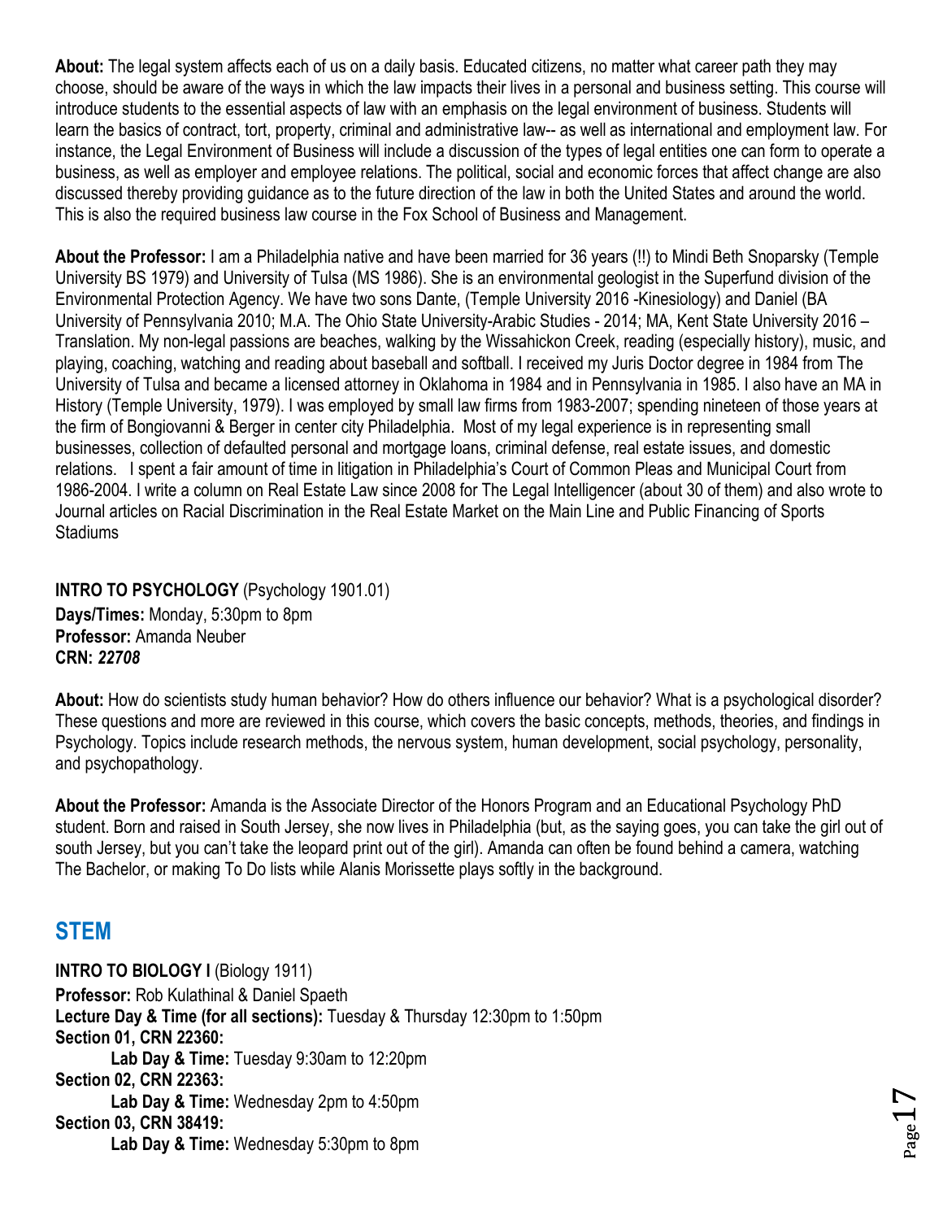**About:** The legal system affects each of us on a daily basis. Educated citizens, no matter what career path they may choose, should be aware of the ways in which the law impacts their lives in a personal and business setting. This course will introduce students to the essential aspects of law with an emphasis on the legal environment of business. Students will learn the basics of contract, tort, property, criminal and administrative law-- as well as international and employment law. For instance, the Legal Environment of Business will include a discussion of the types of legal entities one can form to operate a business, as well as employer and employee relations. The political, social and economic forces that affect change are also discussed thereby providing guidance as to the future direction of the law in both the United States and around the world. This is also the required business law course in the Fox School of Business and Management.

**About the Professor:** I am a Philadelphia native and have been married for 36 years (!!) to Mindi Beth Snoparsky (Temple University BS 1979) and University of Tulsa (MS 1986). She is an environmental geologist in the Superfund division of the Environmental Protection Agency. We have two sons Dante, (Temple University 2016 -Kinesiology) and Daniel (BA University of Pennsylvania 2010; M.A. The Ohio State University-Arabic Studies - 2014; MA, Kent State University 2016 – Translation. My non-legal passions are beaches, walking by the Wissahickon Creek, reading (especially history), music, and playing, coaching, watching and reading about baseball and softball. I received my Juris Doctor degree in 1984 from The University of Tulsa and became a licensed attorney in Oklahoma in 1984 and in Pennsylvania in 1985. I also have an MA in History (Temple University, 1979). I was employed by small law firms from 1983-2007; spending nineteen of those years at the firm of Bongiovanni & Berger in center city Philadelphia. Most of my legal experience is in representing small businesses, collection of defaulted personal and mortgage loans, criminal defense, real estate issues, and domestic relations. I spent a fair amount of time in litigation in Philadelphia's Court of Common Pleas and Municipal Court from 1986-2004. I write a column on Real Estate Law since 2008 for The Legal Intelligencer (about 30 of them) and also wrote to Journal articles on Racial Discrimination in the Real Estate Market on the Main Line and Public Financing of Sports Stadiums

**INTRO TO PSYCHOLOGY** (Psychology 1901.01)
**Days/Times:** Monday, 5:30pm to 8pm
**Professor:** Amanda Neuber
**CRN:** ***22708***

**About:** How do scientists study human behavior? How do others influence our behavior? What is a psychological disorder? These questions and more are reviewed in this course, which covers the basic concepts, methods, theories, and findings in Psychology. Topics include research methods, the nervous system, human development, social psychology, personality, and psychopathology.

**About the Professor:** Amanda is the Associate Director of the Honors Program and an Educational Psychology PhD student. Born and raised in South Jersey, she now lives in Philadelphia (but, as the saying goes, you can take the girl out of south Jersey, but you can't take the leopard print out of the girl). Amanda can often be found behind a camera, watching The Bachelor, or making To Do lists while Alanis Morissette plays softly in the background.

## STEM

**INTRO TO BIOLOGY I** (Biology 1911)
**Professor:** Rob Kulathinal & Daniel Spaeth
**Lecture Day & Time (for all sections):** Tuesday & Thursday 12:30pm to 1:50pm
**Section 01, CRN 22360:**
 **Lab Day & Time:** Tuesday 9:30am to 12:20pm
**Section 02, CRN 22363:**
 **Lab Day & Time:** Wednesday 2pm to 4:50pm
**Section 03, CRN 38419:**
 **Lab Day & Time:** Wednesday 5:30pm to 8pm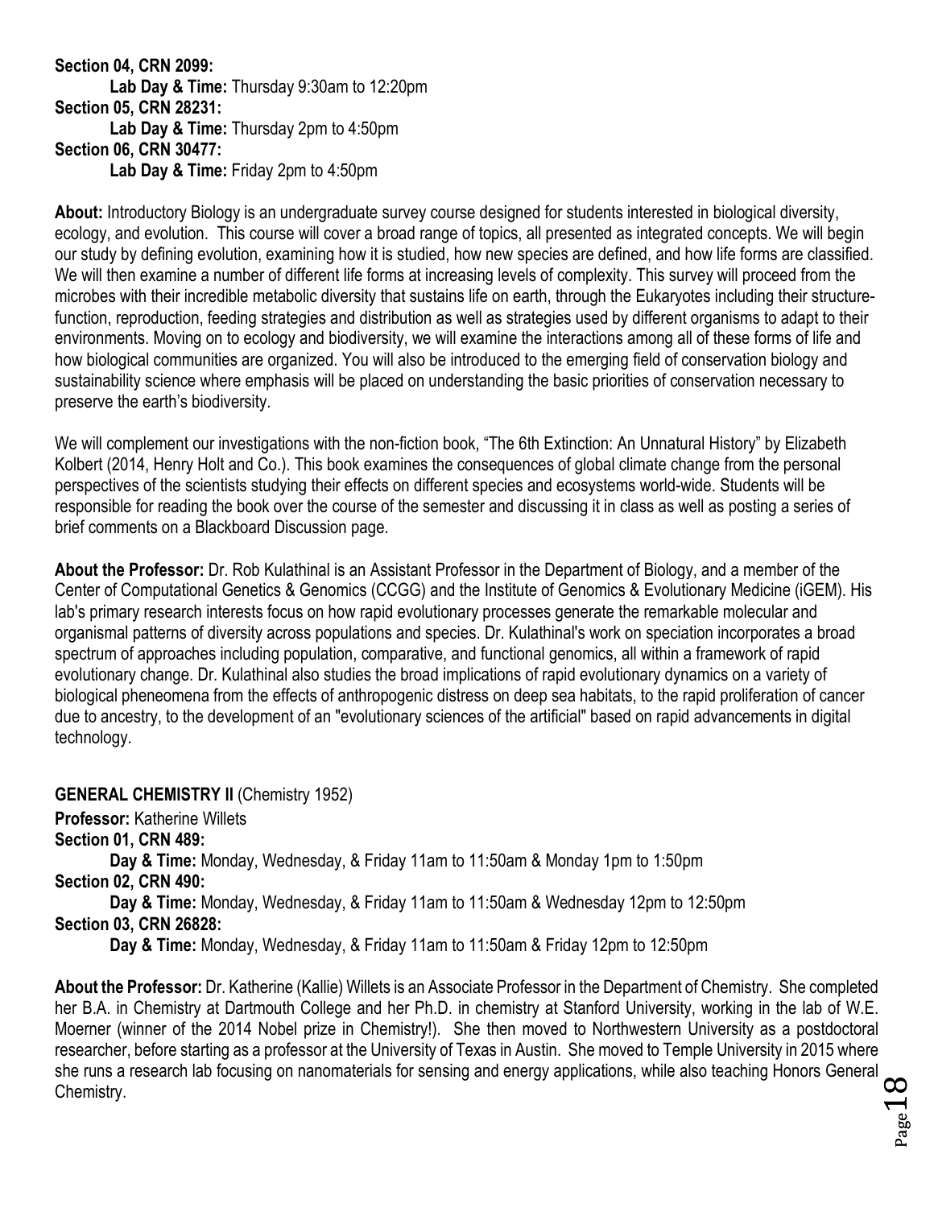**Section 04, CRN 2099:**
**Lab Day & Time:** Thursday 9:30am to 12:20pm
**Section 05, CRN 28231:**
**Lab Day & Time:** Thursday 2pm to 4:50pm
**Section 06, CRN 30477:**
**Lab Day & Time:** Friday 2pm to 4:50pm

**About:** Introductory Biology is an undergraduate survey course designed for students interested in biological diversity, ecology, and evolution. This course will cover a broad range of topics, all presented as integrated concepts. We will begin our study by defining evolution, examining how it is studied, how new species are defined, and how life forms are classified. We will then examine a number of different life forms at increasing levels of complexity. This survey will proceed from the microbes with their incredible metabolic diversity that sustains life on earth, through the Eukaryotes including their structure-function, reproduction, feeding strategies and distribution as well as strategies used by different organisms to adapt to their environments. Moving on to ecology and biodiversity, we will examine the interactions among all of these forms of life and how biological communities are organized. You will also be introduced to the emerging field of conservation biology and sustainability science where emphasis will be placed on understanding the basic priorities of conservation necessary to preserve the earth's biodiversity.

We will complement our investigations with the non-fiction book, "The 6th Extinction: An Unnatural History" by Elizabeth Kolbert (2014, Henry Holt and Co.). This book examines the consequences of global climate change from the personal perspectives of the scientists studying their effects on different species and ecosystems world-wide. Students will be responsible for reading the book over the course of the semester and discussing it in class as well as posting a series of brief comments on a Blackboard Discussion page.

**About the Professor:** Dr. Rob Kulathinal is an Assistant Professor in the Department of Biology, and a member of the Center of Computational Genetics & Genomics (CCGG) and the Institute of Genomics & Evolutionary Medicine (iGEM). His lab's primary research interests focus on how rapid evolutionary processes generate the remarkable molecular and organismal patterns of diversity across populations and species. Dr. Kulathinal's work on speciation incorporates a broad spectrum of approaches including population, comparative, and functional genomics, all within a framework of rapid evolutionary change. Dr. Kulathinal also studies the broad implications of rapid evolutionary dynamics on a variety of biological pheneomena from the effects of anthropogenic distress on deep sea habitats, to the rapid proliferation of cancer due to ancestry, to the development of an "evolutionary sciences of the artificial" based on rapid advancements in digital technology.

**GENERAL CHEMISTRY II** (Chemistry 1952)
**Professor:** Katherine Willets
**Section 01, CRN 489:**
**Day & Time:** Monday, Wednesday, & Friday 11am to 11:50am & Monday 1pm to 1:50pm
**Section 02, CRN 490:**
**Day & Time:** Monday, Wednesday, & Friday 11am to 11:50am & Wednesday 12pm to 12:50pm
**Section 03, CRN 26828:**
**Day & Time:** Monday, Wednesday, & Friday 11am to 11:50am & Friday 12pm to 12:50pm

**About the Professor:** Dr. Katherine (Kallie) Willets is an Associate Professor in the Department of Chemistry. She completed her B.A. in Chemistry at Dartmouth College and her Ph.D. in chemistry at Stanford University, working in the lab of W.E. Moerner (winner of the 2014 Nobel prize in Chemistry!). She then moved to Northwestern University as a postdoctoral researcher, before starting as a professor at the University of Texas in Austin. She moved to Temple University in 2015 where she runs a research lab focusing on nanomaterials for sensing and energy applications, while also teaching Honors General Chemistry.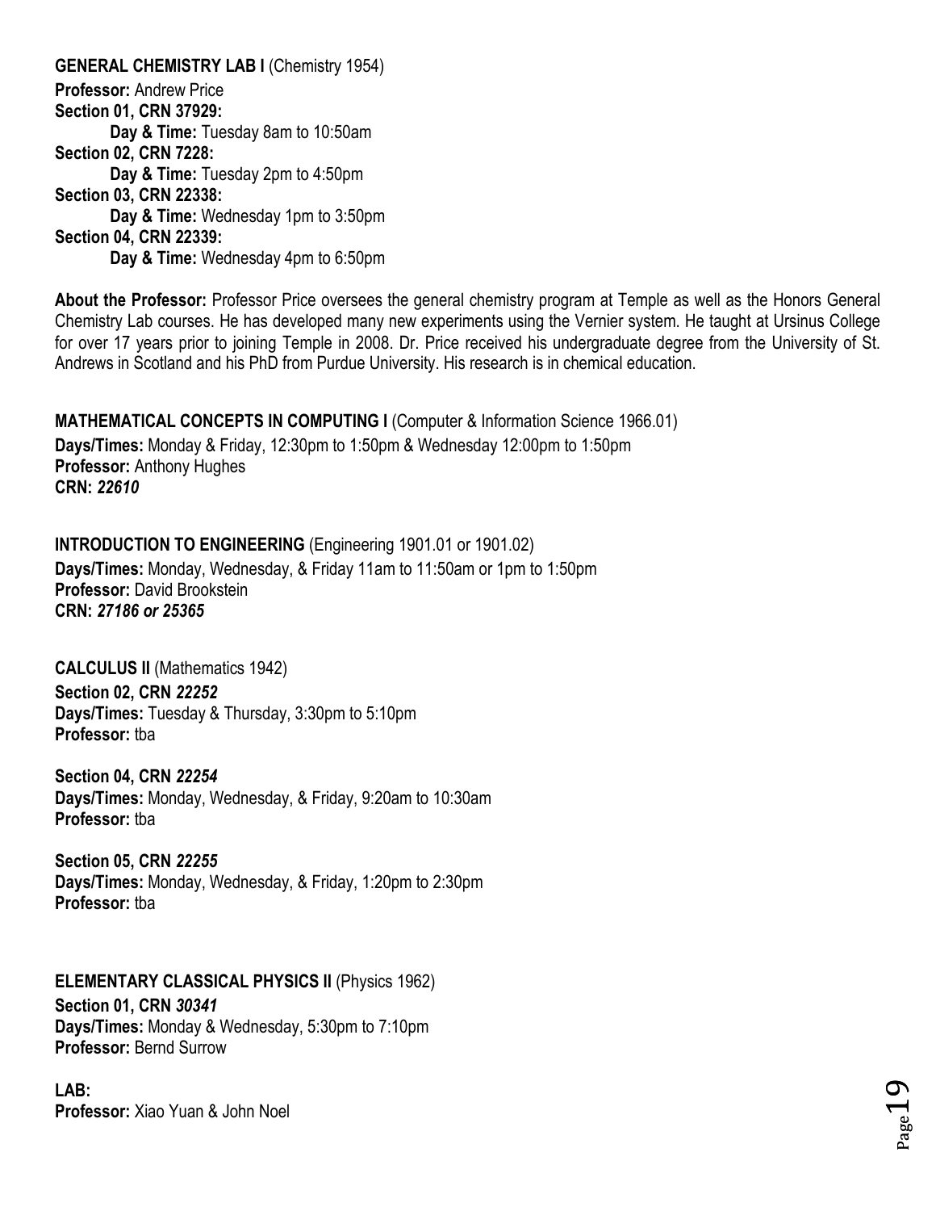**GENERAL CHEMISTRY LAB I** (Chemistry 1954)
**Professor:** Andrew Price
**Section 01, CRN 37929:**
  **Day & Time:** Tuesday 8am to 10:50am
**Section 02, CRN 7228:**
  **Day & Time:** Tuesday 2pm to 4:50pm
**Section 03, CRN 22338:**
  **Day & Time:** Wednesday 1pm to 3:50pm
**Section 04, CRN 22339:**
  **Day & Time:** Wednesday 4pm to 6:50pm

**About the Professor:** Professor Price oversees the general chemistry program at Temple as well as the Honors General Chemistry Lab courses. He has developed many new experiments using the Vernier system. He taught at Ursinus College for over 17 years prior to joining Temple in 2008. Dr. Price received his undergraduate degree from the University of St. Andrews in Scotland and his PhD from Purdue University. His research is in chemical education.

**MATHEMATICAL CONCEPTS IN COMPUTING I** (Computer & Information Science 1966.01)
**Days/Times:** Monday & Friday, 12:30pm to 1:50pm & Wednesday 12:00pm to 1:50pm
**Professor:** Anthony Hughes
**CRN:** ***22610***

**INTRODUCTION TO ENGINEERING** (Engineering 1901.01 or 1901.02)
**Days/Times:** Monday, Wednesday, & Friday 11am to 11:50am or 1pm to 1:50pm
**Professor:** David Brookstein
**CRN:** ***27186 or 25365***

**CALCULUS II** (Mathematics 1942)
**Section 02, CRN** ***22252***
**Days/Times:** Tuesday & Thursday, 3:30pm to 5:10pm
**Professor:** tba

**Section 04, CRN** ***22254***
**Days/Times:** Monday, Wednesday, & Friday, 9:20am to 10:30am
**Professor:** tba

**Section 05, CRN** ***22255***
**Days/Times:** Monday, Wednesday, & Friday, 1:20pm to 2:30pm
**Professor:** tba

**ELEMENTARY CLASSICAL PHYSICS II** (Physics 1962)
**Section 01, CRN** ***30341***
**Days/Times:** Monday & Wednesday, 5:30pm to 7:10pm
**Professor:** Bernd Surrow

**LAB:**
**Professor:** Xiao Yuan & John Noel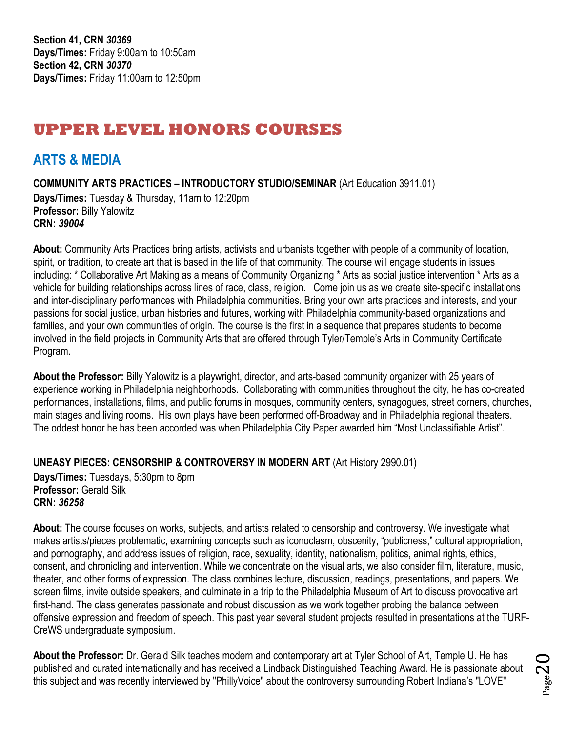**Section 41, CRN** ***30369***
**Days/Times:** Friday 9:00am to 10:50am
**Section 42, CRN** ***30370***
**Days/Times:** Friday 11:00am to 12:50pm

# UPPER LEVEL HONORS COURSES

## ARTS & MEDIA

**COMMUNITY ARTS PRACTICES – INTRODUCTORY STUDIO/SEMINAR** (Art Education 3911.01)
**Days/Times:** Tuesday & Thursday, 11am to 12:20pm
**Professor:** Billy Yalowitz
**CRN:** ***39004***

**About:** Community Arts Practices bring artists, activists and urbanists together with people of a community of location, spirit, or tradition, to create art that is based in the life of that community. The course will engage students in issues including: * Collaborative Art Making as a means of Community Organizing * Arts as social justice intervention * Arts as a vehicle for building relationships across lines of race, class, religion. Come join us as we create site-specific installations and inter-disciplinary performances with Philadelphia communities. Bring your own arts practices and interests, and your passions for social justice, urban histories and futures, working with Philadelphia community-based organizations and families, and your own communities of origin. The course is the first in a sequence that prepares students to become involved in the field projects in Community Arts that are offered through Tyler/Temple's Arts in Community Certificate Program.

**About the Professor:** Billy Yalowitz is a playwright, director, and arts-based community organizer with 25 years of experience working in Philadelphia neighborhoods. Collaborating with communities throughout the city, he has co-created performances, installations, films, and public forums in mosques, community centers, synagogues, street corners, churches, main stages and living rooms. His own plays have been performed off-Broadway and in Philadelphia regional theaters. The oddest honor he has been accorded was when Philadelphia City Paper awarded him "Most Unclassifiable Artist".

**UNEASY PIECES: CENSORSHIP & CONTROVERSY IN MODERN ART** (Art History 2990.01)
**Days/Times:** Tuesdays, 5:30pm to 8pm
**Professor:** Gerald Silk
**CRN:** ***36258***

**About:** The course focuses on works, subjects, and artists related to censorship and controversy. We investigate what makes artists/pieces problematic, examining concepts such as iconoclasm, obscenity, "publicness," cultural appropriation, and pornography, and address issues of religion, race, sexuality, identity, nationalism, politics, animal rights, ethics, consent, and chronicling and intervention. While we concentrate on the visual arts, we also consider film, literature, music, theater, and other forms of expression. The class combines lecture, discussion, readings, presentations, and papers. We screen films, invite outside speakers, and culminate in a trip to the Philadelphia Museum of Art to discuss provocative art first-hand. The class generates passionate and robust discussion as we work together probing the balance between offensive expression and freedom of speech. This past year several student projects resulted in presentations at the TURF-CreWS undergraduate symposium.

**About the Professor:** Dr. Gerald Silk teaches modern and contemporary art at Tyler School of Art, Temple U. He has published and curated internationally and has received a Lindback Distinguished Teaching Award. He is passionate about this subject and was recently interviewed by "PhillyVoice" about the controversy surrounding Robert Indiana's "LOVE"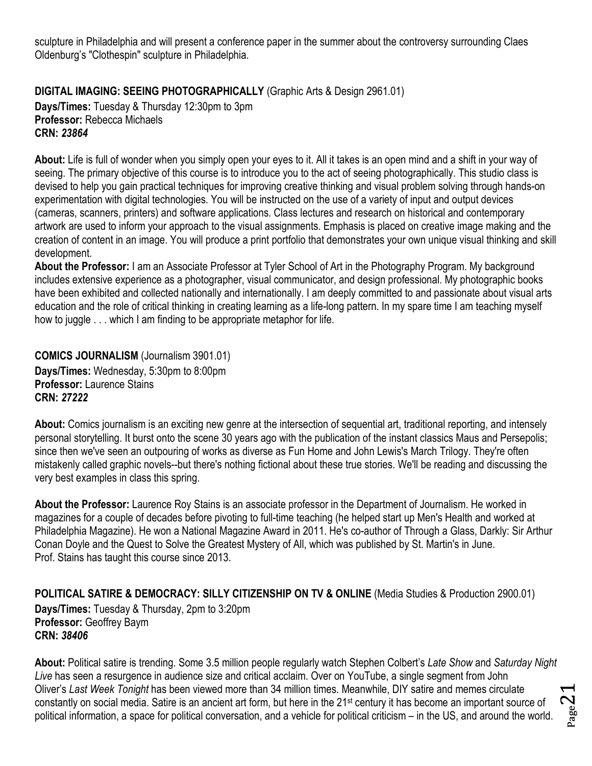sculpture in Philadelphia and will present a conference paper in the summer about the controversy surrounding Claes Oldenburg's "Clothespin" sculpture in Philadelphia.

**DIGITAL IMAGING: SEEING PHOTOGRAPHICALLY** (Graphic Arts & Design 2961.01)
**Days/Times:** Tuesday & Thursday 12:30pm to 3pm
**Professor:** Rebecca Michaels
**CRN:** ***23864***

**About:** Life is full of wonder when you simply open your eyes to it. All it takes is an open mind and a shift in your way of seeing. The primary objective of this course is to introduce you to the act of seeing photographically. This studio class is devised to help you gain practical techniques for improving creative thinking and visual problem solving through hands-on experimentation with digital technologies. You will be instructed on the use of a variety of input and output devices (cameras, scanners, printers) and software applications. Class lectures and research on historical and contemporary artwork are used to inform your approach to the visual assignments. Emphasis is placed on creative image making and the creation of content in an image. You will produce a print portfolio that demonstrates your own unique visual thinking and skill development.
**About the Professor:** I am an Associate Professor at Tyler School of Art in the Photography Program. My background includes extensive experience as a photographer, visual communicator, and design professional. My photographic books have been exhibited and collected nationally and internationally. I am deeply committed to and passionate about visual arts education and the role of critical thinking in creating learning as a life-long pattern. In my spare time I am teaching myself how to juggle . . . which I am finding to be appropriate metaphor for life.

**COMICS JOURNALISM** (Journalism 3901.01)
**Days/Times:** Wednesday, 5:30pm to 8:00pm
**Professor:** Laurence Stains
**CRN:** ***27222***

**About:** Comics journalism is an exciting new genre at the intersection of sequential art, traditional reporting, and intensely personal storytelling. It burst onto the scene 30 years ago with the publication of the instant classics Maus and Persepolis; since then we've seen an outpouring of works as diverse as Fun Home and John Lewis's March Trilogy. They're often mistakenly called graphic novels--but there's nothing fictional about these true stories. We'll be reading and discussing the very best examples in class this spring.

**About the Professor:** Laurence Roy Stains is an associate professor in the Department of Journalism. He worked in magazines for a couple of decades before pivoting to full-time teaching (he helped start up Men's Health and worked at Philadelphia Magazine). He won a National Magazine Award in 2011. He's co-author of Through a Glass, Darkly: Sir Arthur Conan Doyle and the Quest to Solve the Greatest Mystery of All, which was published by St. Martin's in June.
Prof. Stains has taught this course since 2013.

**POLITICAL SATIRE & DEMOCRACY: SILLY CITIZENSHIP ON TV & ONLINE** (Media Studies & Production 2900.01)
**Days/Times:** Tuesday & Thursday, 2pm to 3:20pm
**Professor:** Geoffrey Baym
**CRN:** ***38406***

**About:** Political satire is trending. Some 3.5 million people regularly watch Stephen Colbert's *Late Show* and *Saturday Night Live* has seen a resurgence in audience size and critical acclaim. Over on YouTube, a single segment from John Oliver's *Last Week Tonight* has been viewed more than 34 million times. Meanwhile, DIY satire and memes circulate constantly on social media. Satire is an ancient art form, but here in the 21st century it has become an important source of political information, a space for political conversation, and a vehicle for political criticism – in the US, and around the world.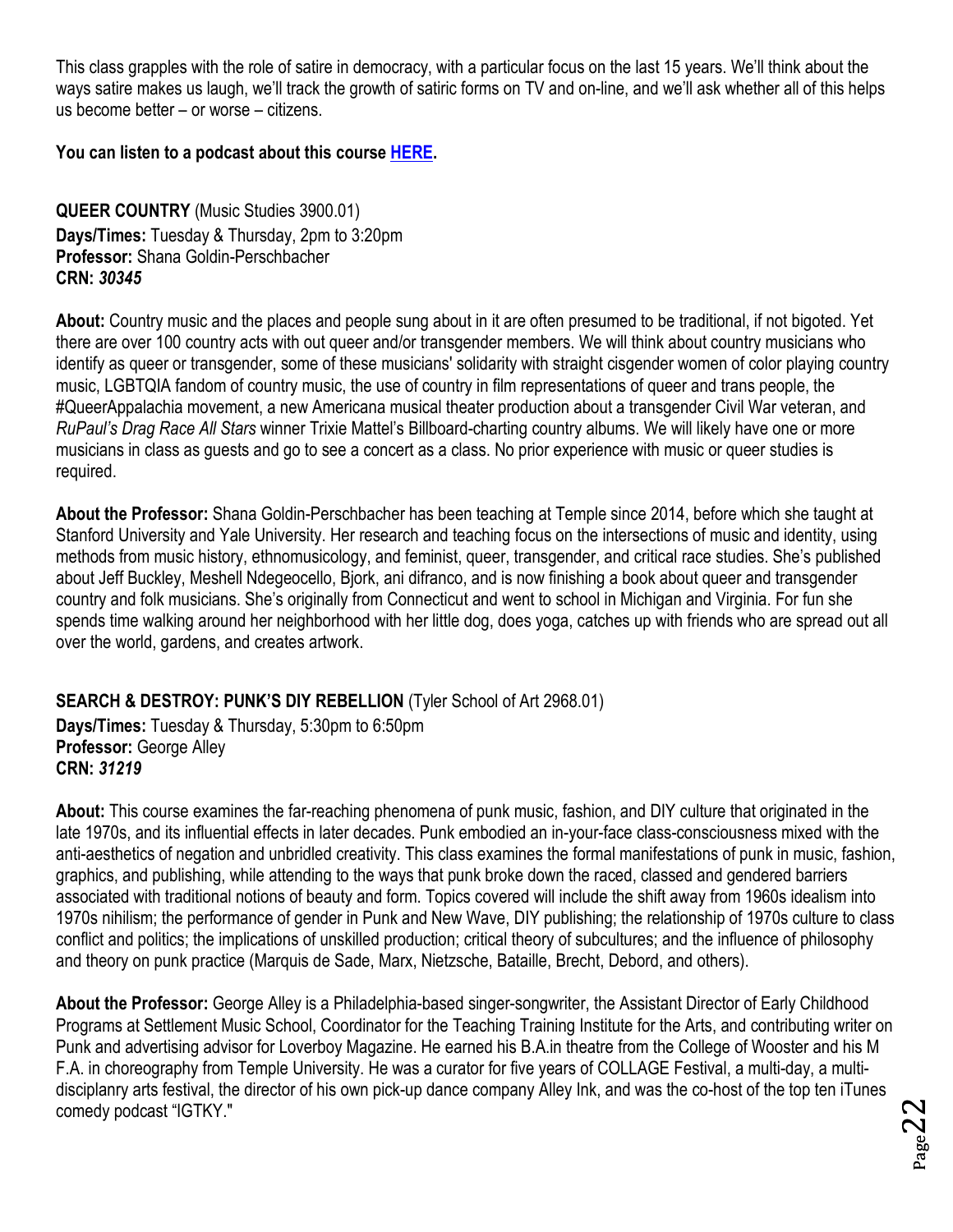This class grapples with the role of satire in democracy, with a particular focus on the last 15 years. We'll think about the ways satire makes us laugh, we'll track the growth of satiric forms on TV and on-line, and we'll ask whether all of this helps us become better – or worse – citizens.

**You can listen to a podcast about this course HERE.**

**QUEER COUNTRY** (Music Studies 3900.01)
**Days/Times:** Tuesday & Thursday, 2pm to 3:20pm
**Professor:** Shana Goldin-Perschbacher
**CRN:** ***30345***

**About:** Country music and the places and people sung about in it are often presumed to be traditional, if not bigoted. Yet there are over 100 country acts with out queer and/or transgender members. We will think about country musicians who identify as queer or transgender, some of these musicians' solidarity with straight cisgender women of color playing country music, LGBTQIA fandom of country music, the use of country in film representations of queer and trans people, the #QueerAppalachia movement, a new Americana musical theater production about a transgender Civil War veteran, and *RuPaul's Drag Race All Stars* winner Trixie Mattel's Billboard-charting country albums. We will likely have one or more musicians in class as guests and go to see a concert as a class. No prior experience with music or queer studies is required.

**About the Professor:** Shana Goldin-Perschbacher has been teaching at Temple since 2014, before which she taught at Stanford University and Yale University. Her research and teaching focus on the intersections of music and identity, using methods from music history, ethnomusicology, and feminist, queer, transgender, and critical race studies. She's published about Jeff Buckley, Meshell Ndegeocello, Bjork, ani difranco, and is now finishing a book about queer and transgender country and folk musicians. She's originally from Connecticut and went to school in Michigan and Virginia. For fun she spends time walking around her neighborhood with her little dog, does yoga, catches up with friends who are spread out all over the world, gardens, and creates artwork.

**SEARCH & DESTROY: PUNK'S DIY REBELLION** (Tyler School of Art 2968.01)
**Days/Times:** Tuesday & Thursday, 5:30pm to 6:50pm
**Professor:** George Alley
**CRN:** ***31219***

**About:** This course examines the far-reaching phenomena of punk music, fashion, and DIY culture that originated in the late 1970s, and its influential effects in later decades. Punk embodied an in-your-face class-consciousness mixed with the anti-aesthetics of negation and unbridled creativity. This class examines the formal manifestations of punk in music, fashion, graphics, and publishing, while attending to the ways that punk broke down the raced, classed and gendered barriers associated with traditional notions of beauty and form. Topics covered will include the shift away from 1960s idealism into 1970s nihilism; the performance of gender in Punk and New Wave, DIY publishing; the relationship of 1970s culture to class conflict and politics; the implications of unskilled production; critical theory of subcultures; and the influence of philosophy and theory on punk practice (Marquis de Sade, Marx, Nietzsche, Bataille, Brecht, Debord, and others).

**About the Professor:** George Alley is a Philadelphia-based singer-songwriter, the Assistant Director of Early Childhood Programs at Settlement Music School, Coordinator for the Teaching Training Institute for the Arts, and contributing writer on Punk and advertising advisor for Loverboy Magazine. He earned his B.A.in theatre from the College of Wooster and his M F.A. in choreography from Temple University. He was a curator for five years of COLLAGE Festival, a multi-day, a multi-disciplanry arts festival, the director of his own pick-up dance company Alley Ink, and was the co-host of the top ten iTunes comedy podcast "IGTKY."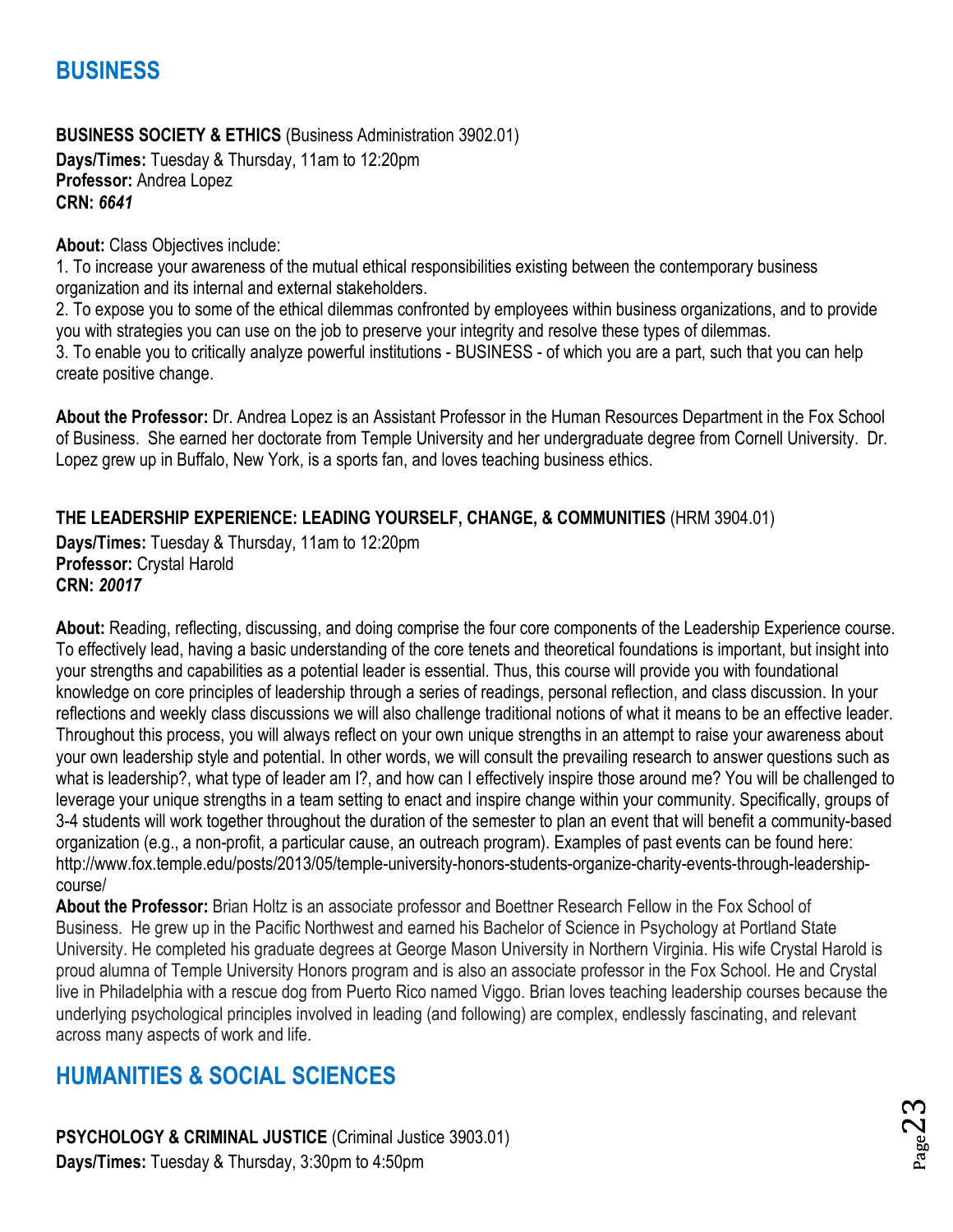# BUSINESS

**BUSINESS SOCIETY & ETHICS** (Business Administration 3902.01)
**Days/Times:** Tuesday & Thursday, 11am to 12:20pm
**Professor:** Andrea Lopez
**CRN:** ***6641***

**About:** Class Objectives include:

1. To increase your awareness of the mutual ethical responsibilities existing between the contemporary business organization and its internal and external stakeholders.
2. To expose you to some of the ethical dilemmas confronted by employees within business organizations, and to provide you with strategies you can use on the job to preserve your integrity and resolve these types of dilemmas.
3. To enable you to critically analyze powerful institutions - BUSINESS - of which you are a part, such that you can help create positive change.

**About the Professor:** Dr. Andrea Lopez is an Assistant Professor in the Human Resources Department in the Fox School of Business. She earned her doctorate from Temple University and her undergraduate degree from Cornell University. Dr. Lopez grew up in Buffalo, New York, is a sports fan, and loves teaching business ethics.

**THE LEADERSHIP EXPERIENCE: LEADING YOURSELF, CHANGE, & COMMUNITIES** (HRM 3904.01)
**Days/Times:** Tuesday & Thursday, 11am to 12:20pm
**Professor:** Crystal Harold
**CRN:** ***20017***

**About:** Reading, reflecting, discussing, and doing comprise the four core components of the Leadership Experience course. To effectively lead, having a basic understanding of the core tenets and theoretical foundations is important, but insight into your strengths and capabilities as a potential leader is essential. Thus, this course will provide you with foundational knowledge on core principles of leadership through a series of readings, personal reflection, and class discussion. In your reflections and weekly class discussions we will also challenge traditional notions of what it means to be an effective leader. Throughout this process, you will always reflect on your own unique strengths in an attempt to raise your awareness about your own leadership style and potential. In other words, we will consult the prevailing research to answer questions such as what is leadership?, what type of leader am I?, and how can I effectively inspire those around me? You will be challenged to leverage your unique strengths in a team setting to enact and inspire change within your community. Specifically, groups of 3-4 students will work together throughout the duration of the semester to plan an event that will benefit a community-based organization (e.g., a non-profit, a particular cause, an outreach program). Examples of past events can be found here: http://www.fox.temple.edu/posts/2013/05/temple-university-honors-students-organize-charity-events-through-leadership-course/

**About the Professor:** Brian Holtz is an associate professor and Boettner Research Fellow in the Fox School of Business. He grew up in the Pacific Northwest and earned his Bachelor of Science in Psychology at Portland State University. He completed his graduate degrees at George Mason University in Northern Virginia. His wife Crystal Harold is proud alumna of Temple University Honors program and is also an associate professor in the Fox School. He and Crystal live in Philadelphia with a rescue dog from Puerto Rico named Viggo. Brian loves teaching leadership courses because the underlying psychological principles involved in leading (and following) are complex, endlessly fascinating, and relevant across many aspects of work and life.

# HUMANITIES & SOCIAL SCIENCES

**PSYCHOLOGY & CRIMINAL JUSTICE** (Criminal Justice 3903.01)
**Days/Times:** Tuesday & Thursday, 3:30pm to 4:50pm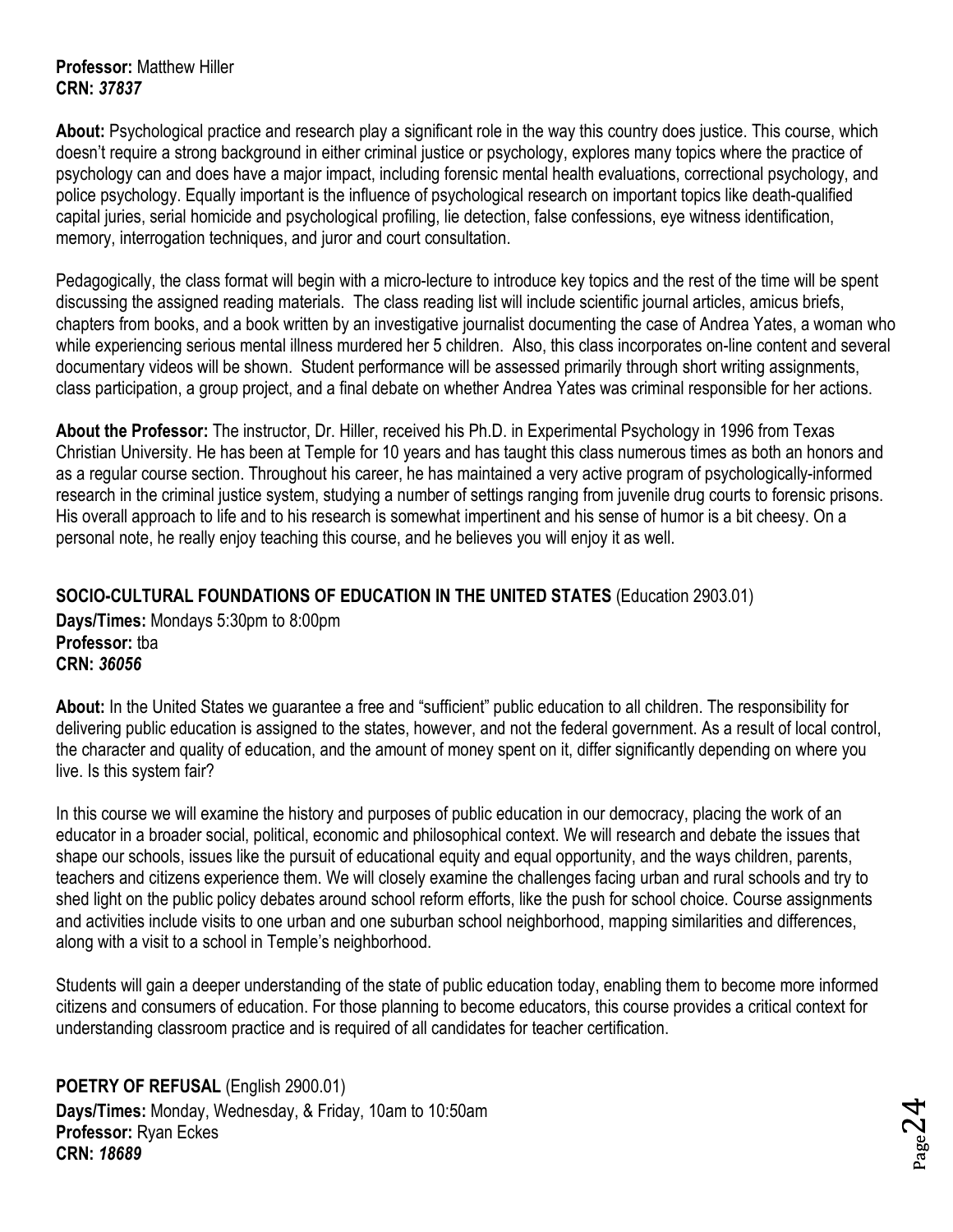**Professor:** Matthew Hiller
**CRN:** ***37837***

**About:** Psychological practice and research play a significant role in the way this country does justice. This course, which doesn't require a strong background in either criminal justice or psychology, explores many topics where the practice of psychology can and does have a major impact, including forensic mental health evaluations, correctional psychology, and police psychology. Equally important is the influence of psychological research on important topics like death-qualified capital juries, serial homicide and psychological profiling, lie detection, false confessions, eye witness identification, memory, interrogation techniques, and juror and court consultation.

Pedagogically, the class format will begin with a micro-lecture to introduce key topics and the rest of the time will be spent discussing the assigned reading materials. The class reading list will include scientific journal articles, amicus briefs, chapters from books, and a book written by an investigative journalist documenting the case of Andrea Yates, a woman who while experiencing serious mental illness murdered her 5 children. Also, this class incorporates on-line content and several documentary videos will be shown. Student performance will be assessed primarily through short writing assignments, class participation, a group project, and a final debate on whether Andrea Yates was criminal responsible for her actions.

**About the Professor:** The instructor, Dr. Hiller, received his Ph.D. in Experimental Psychology in 1996 from Texas Christian University. He has been at Temple for 10 years and has taught this class numerous times as both an honors and as a regular course section. Throughout his career, he has maintained a very active program of psychologically-informed research in the criminal justice system, studying a number of settings ranging from juvenile drug courts to forensic prisons. His overall approach to life and to his research is somewhat impertinent and his sense of humor is a bit cheesy. On a personal note, he really enjoy teaching this course, and he believes you will enjoy it as well.

**SOCIO-CULTURAL FOUNDATIONS OF EDUCATION IN THE UNITED STATES** (Education 2903.01)
**Days/Times:** Mondays 5:30pm to 8:00pm
**Professor:** tba
**CRN:** ***36056***

**About:** In the United States we guarantee a free and "sufficient" public education to all children. The responsibility for delivering public education is assigned to the states, however, and not the federal government. As a result of local control, the character and quality of education, and the amount of money spent on it, differ significantly depending on where you live. Is this system fair?

In this course we will examine the history and purposes of public education in our democracy, placing the work of an educator in a broader social, political, economic and philosophical context. We will research and debate the issues that shape our schools, issues like the pursuit of educational equity and equal opportunity, and the ways children, parents, teachers and citizens experience them. We will closely examine the challenges facing urban and rural schools and try to shed light on the public policy debates around school reform efforts, like the push for school choice. Course assignments and activities include visits to one urban and one suburban school neighborhood, mapping similarities and differences, along with a visit to a school in Temple's neighborhood.

Students will gain a deeper understanding of the state of public education today, enabling them to become more informed citizens and consumers of education. For those planning to become educators, this course provides a critical context for understanding classroom practice and is required of all candidates for teacher certification.

**POETRY OF REFUSAL** (English 2900.01)
**Days/Times:** Monday, Wednesday, & Friday, 10am to 10:50am
**Professor:** Ryan Eckes
**CRN:** ***18689***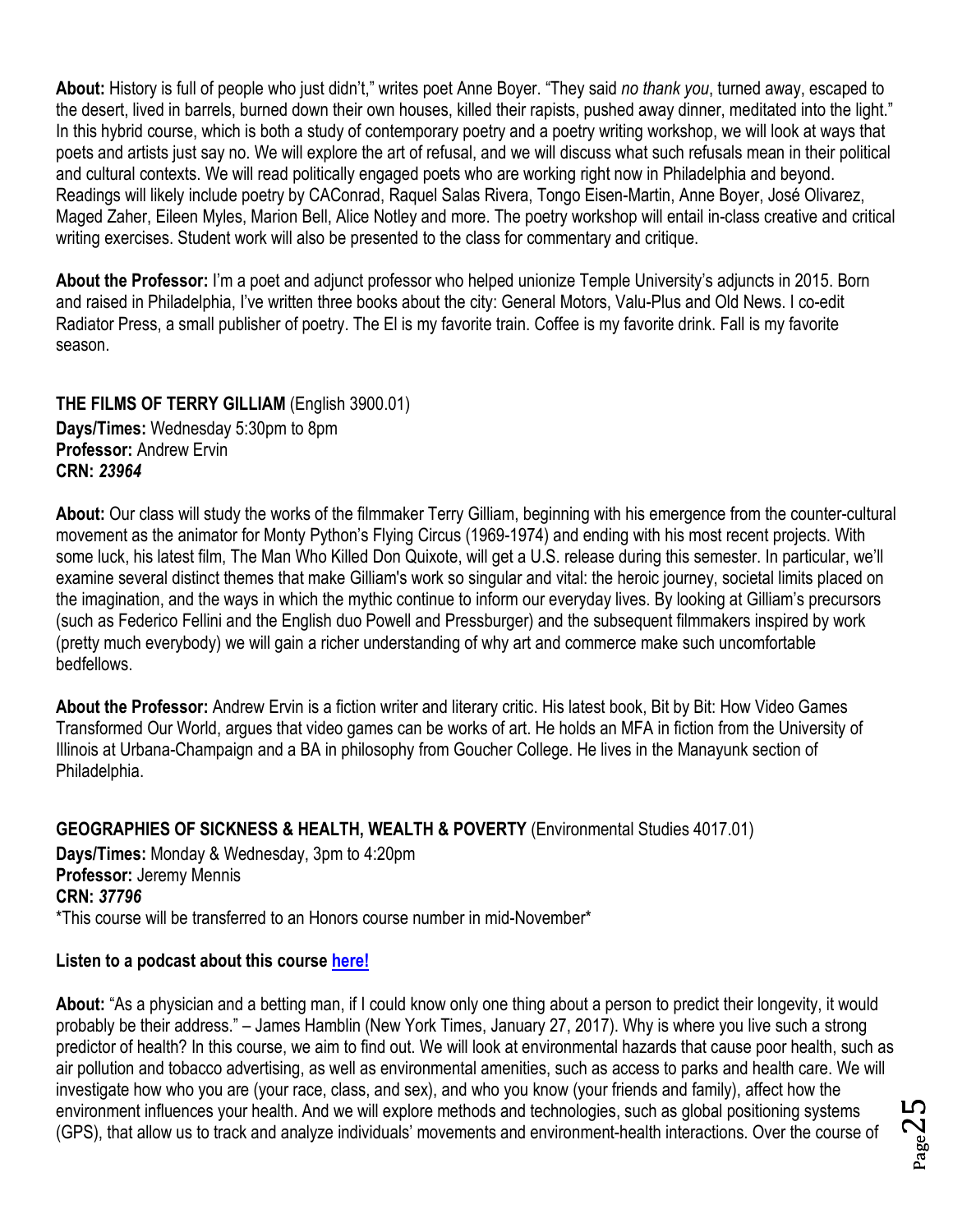**About:** History is full of people who just didn't," writes poet Anne Boyer. "They said *no thank you*, turned away, escaped to the desert, lived in barrels, burned down their own houses, killed their rapists, pushed away dinner, meditated into the light." In this hybrid course, which is both a study of contemporary poetry and a poetry writing workshop, we will look at ways that poets and artists just say no. We will explore the art of refusal, and we will discuss what such refusals mean in their political and cultural contexts. We will read politically engaged poets who are working right now in Philadelphia and beyond. Readings will likely include poetry by CAConrad, Raquel Salas Rivera, Tongo Eisen-Martin, Anne Boyer, José Olivarez, Maged Zaher, Eileen Myles, Marion Bell, Alice Notley and more. The poetry workshop will entail in-class creative and critical writing exercises. Student work will also be presented to the class for commentary and critique.

**About the Professor:** I'm a poet and adjunct professor who helped unionize Temple University's adjuncts in 2015. Born and raised in Philadelphia, I've written three books about the city: General Motors, Valu-Plus and Old News. I co-edit Radiator Press, a small publisher of poetry. The El is my favorite train. Coffee is my favorite drink. Fall is my favorite season.

**THE FILMS OF TERRY GILLIAM** (English 3900.01)
**Days/Times:** Wednesday 5:30pm to 8pm
**Professor:** Andrew Ervin
**CRN:** ***23964***

**About:** Our class will study the works of the filmmaker Terry Gilliam, beginning with his emergence from the counter-cultural movement as the animator for Monty Python's Flying Circus (1969-1974) and ending with his most recent projects. With some luck, his latest film, The Man Who Killed Don Quixote, will get a U.S. release during this semester. In particular, we'll examine several distinct themes that make Gilliam's work so singular and vital: the heroic journey, societal limits placed on the imagination, and the ways in which the mythic continue to inform our everyday lives. By looking at Gilliam's precursors (such as Federico Fellini and the English duo Powell and Pressburger) and the subsequent filmmakers inspired by work (pretty much everybody) we will gain a richer understanding of why art and commerce make such uncomfortable bedfellows.

**About the Professor:** Andrew Ervin is a fiction writer and literary critic. His latest book, Bit by Bit: How Video Games Transformed Our World, argues that video games can be works of art. He holds an MFA in fiction from the University of Illinois at Urbana-Champaign and a BA in philosophy from Goucher College. He lives in the Manayunk section of Philadelphia.

**GEOGRAPHIES OF SICKNESS & HEALTH, WEALTH & POVERTY** (Environmental Studies 4017.01)
**Days/Times:** Monday & Wednesday, 3pm to 4:20pm
**Professor:** Jeremy Mennis
**CRN:** ***37796***
*This course will be transferred to an Honors course number in mid-November*

**Listen to a podcast about this course here!**

**About:** "As a physician and a betting man, if I could know only one thing about a person to predict their longevity, it would probably be their address." – James Hamblin (New York Times, January 27, 2017). Why is where you live such a strong predictor of health? In this course, we aim to find out. We will look at environmental hazards that cause poor health, such as air pollution and tobacco advertising, as well as environmental amenities, such as access to parks and health care. We will investigate how who you are (your race, class, and sex), and who you know (your friends and family), affect how the environment influences your health. And we will explore methods and technologies, such as global positioning systems (GPS), that allow us to track and analyze individuals' movements and environment-health interactions. Over the course of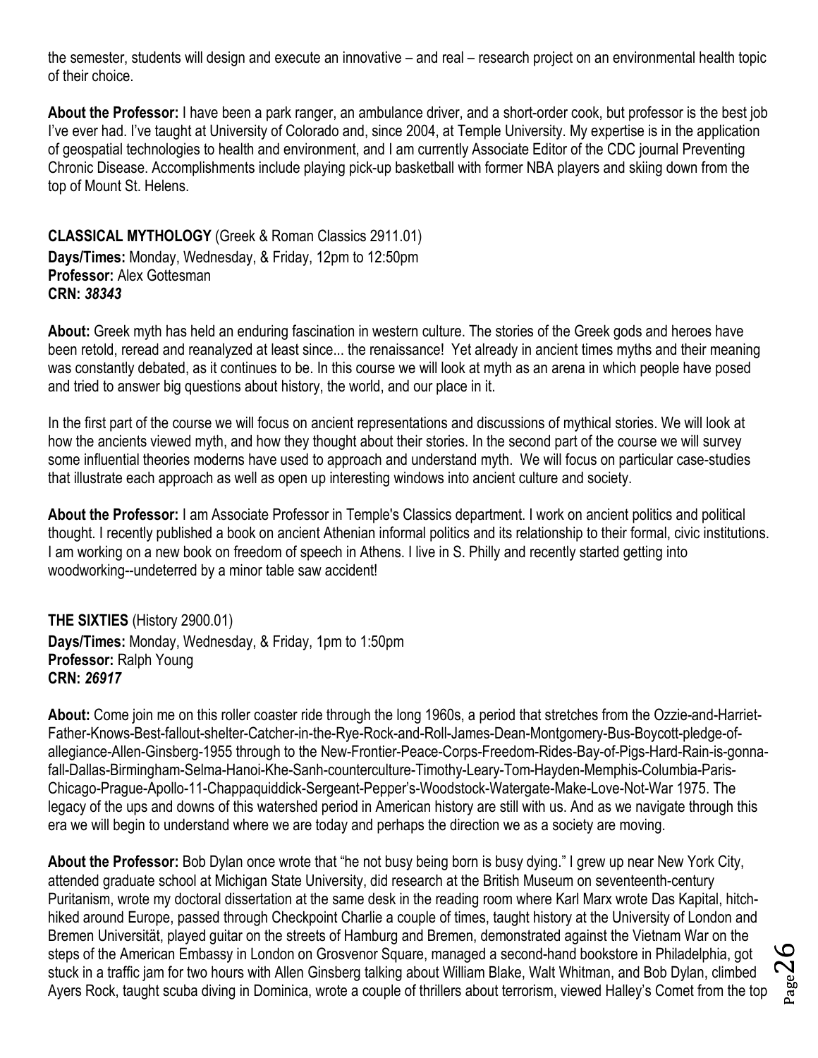the semester, students will design and execute an innovative – and real – research project on an environmental health topic of their choice.

**About the Professor:** I have been a park ranger, an ambulance driver, and a short-order cook, but professor is the best job I've ever had. I've taught at University of Colorado and, since 2004, at Temple University. My expertise is in the application of geospatial technologies to health and environment, and I am currently Associate Editor of the CDC journal Preventing Chronic Disease. Accomplishments include playing pick-up basketball with former NBA players and skiing down from the top of Mount St. Helens.

**CLASSICAL MYTHOLOGY** (Greek & Roman Classics 2911.01)
**Days/Times:** Monday, Wednesday, & Friday, 12pm to 12:50pm
**Professor:** Alex Gottesman
**CRN:** ***38343***

**About:** Greek myth has held an enduring fascination in western culture. The stories of the Greek gods and heroes have been retold, reread and reanalyzed at least since... the renaissance! Yet already in ancient times myths and their meaning was constantly debated, as it continues to be. In this course we will look at myth as an arena in which people have posed and tried to answer big questions about history, the world, and our place in it.

In the first part of the course we will focus on ancient representations and discussions of mythical stories. We will look at how the ancients viewed myth, and how they thought about their stories. In the second part of the course we will survey some influential theories moderns have used to approach and understand myth. We will focus on particular case-studies that illustrate each approach as well as open up interesting windows into ancient culture and society.

**About the Professor:** I am Associate Professor in Temple's Classics department. I work on ancient politics and political thought. I recently published a book on ancient Athenian informal politics and its relationship to their formal, civic institutions. I am working on a new book on freedom of speech in Athens. I live in S. Philly and recently started getting into woodworking--undeterred by a minor table saw accident!

**THE SIXTIES** (History 2900.01)
**Days/Times:** Monday, Wednesday, & Friday, 1pm to 1:50pm
**Professor:** Ralph Young
**CRN:** ***26917***

**About:** Come join me on this roller coaster ride through the long 1960s, a period that stretches from the Ozzie-and-Harriet-Father-Knows-Best-fallout-shelter-Catcher-in-the-Rye-Rock-and-Roll-James-Dean-Montgomery-Bus-Boycott-pledge-of-allegiance-Allen-Ginsberg-1955 through to the New-Frontier-Peace-Corps-Freedom-Rides-Bay-of-Pigs-Hard-Rain-is-gonna-fall-Dallas-Birmingham-Selma-Hanoi-Khe-Sanh-counterculture-Timothy-Leary-Tom-Hayden-Memphis-Columbia-Paris-Chicago-Prague-Apollo-11-Chappaquiddick-Sergeant-Pepper's-Woodstock-Watergate-Make-Love-Not-War 1975. The legacy of the ups and downs of this watershed period in American history are still with us. And as we navigate through this era we will begin to understand where we are today and perhaps the direction we as a society are moving.

**About the Professor:** Bob Dylan once wrote that "he not busy being born is busy dying." I grew up near New York City, attended graduate school at Michigan State University, did research at the British Museum on seventeenth-century Puritanism, wrote my doctoral dissertation at the same desk in the reading room where Karl Marx wrote Das Kapital, hitch-hiked around Europe, passed through Checkpoint Charlie a couple of times, taught history at the University of London and Bremen Universität, played guitar on the streets of Hamburg and Bremen, demonstrated against the Vietnam War on the steps of the American Embassy in London on Grosvenor Square, managed a second-hand bookstore in Philadelphia, got stuck in a traffic jam for two hours with Allen Ginsberg talking about William Blake, Walt Whitman, and Bob Dylan, climbed Ayers Rock, taught scuba diving in Dominica, wrote a couple of thrillers about terrorism, viewed Halley's Comet from the top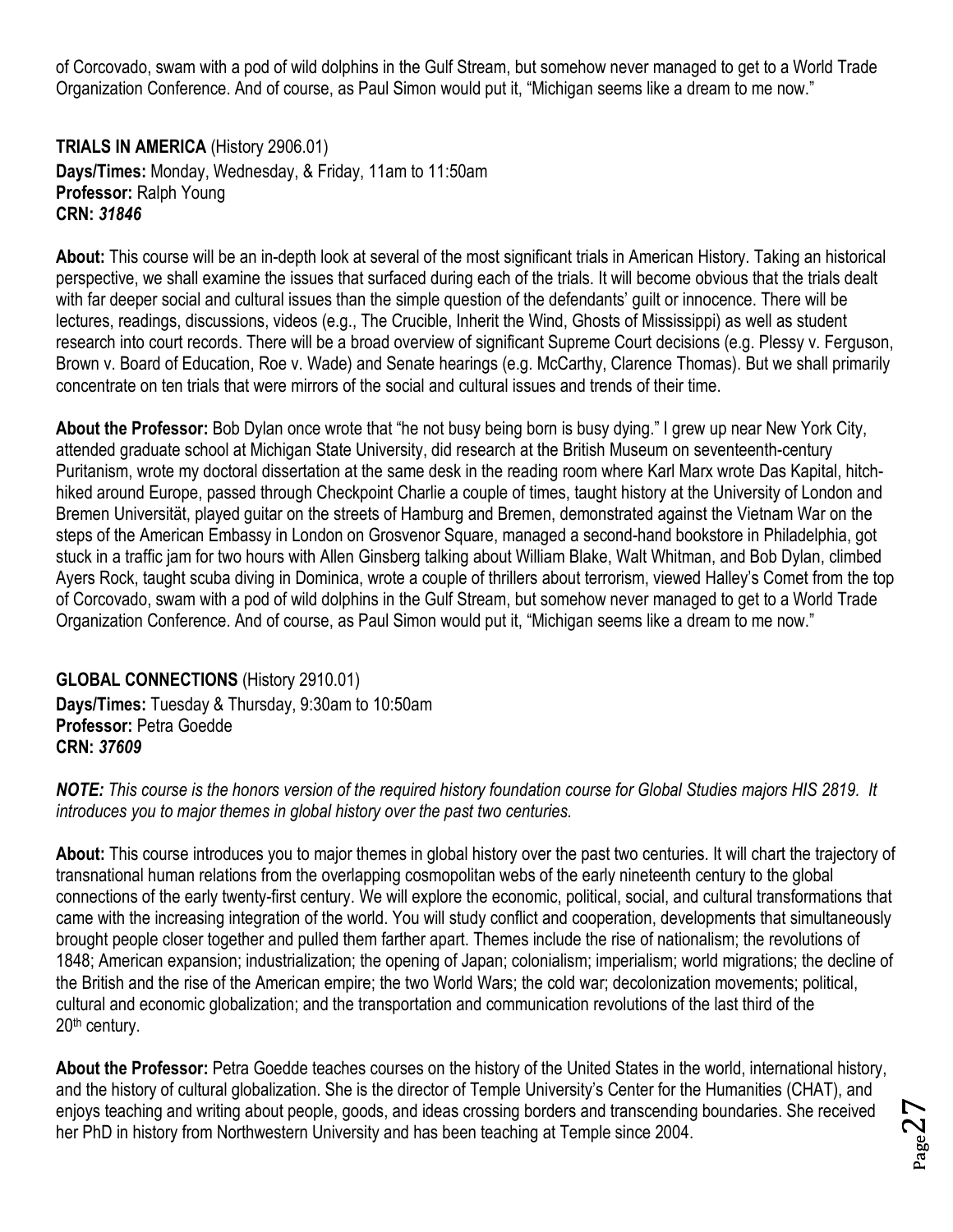of Corcovado, swam with a pod of wild dolphins in the Gulf Stream, but somehow never managed to get to a World Trade Organization Conference. And of course, as Paul Simon would put it, "Michigan seems like a dream to me now."

**TRIALS IN AMERICA** (History 2906.01)
**Days/Times:** Monday, Wednesday, & Friday, 11am to 11:50am
**Professor:** Ralph Young
**CRN:** ***31846***

**About:** This course will be an in-depth look at several of the most significant trials in American History. Taking an historical perspective, we shall examine the issues that surfaced during each of the trials. It will become obvious that the trials dealt with far deeper social and cultural issues than the simple question of the defendants' guilt or innocence. There will be lectures, readings, discussions, videos (e.g., The Crucible, Inherit the Wind, Ghosts of Mississippi) as well as student research into court records. There will be a broad overview of significant Supreme Court decisions (e.g. Plessy v. Ferguson, Brown v. Board of Education, Roe v. Wade) and Senate hearings (e.g. McCarthy, Clarence Thomas). But we shall primarily concentrate on ten trials that were mirrors of the social and cultural issues and trends of their time.

**About the Professor:** Bob Dylan once wrote that "he not busy being born is busy dying." I grew up near New York City, attended graduate school at Michigan State University, did research at the British Museum on seventeenth-century Puritanism, wrote my doctoral dissertation at the same desk in the reading room where Karl Marx wrote Das Kapital, hitch-hiked around Europe, passed through Checkpoint Charlie a couple of times, taught history at the University of London and Bremen Universität, played guitar on the streets of Hamburg and Bremen, demonstrated against the Vietnam War on the steps of the American Embassy in London on Grosvenor Square, managed a second-hand bookstore in Philadelphia, got stuck in a traffic jam for two hours with Allen Ginsberg talking about William Blake, Walt Whitman, and Bob Dylan, climbed Ayers Rock, taught scuba diving in Dominica, wrote a couple of thrillers about terrorism, viewed Halley's Comet from the top of Corcovado, swam with a pod of wild dolphins in the Gulf Stream, but somehow never managed to get to a World Trade Organization Conference. And of course, as Paul Simon would put it, "Michigan seems like a dream to me now."

**GLOBAL CONNECTIONS** (History 2910.01)
**Days/Times:** Tuesday & Thursday, 9:30am to 10:50am
**Professor:** Petra Goedde
**CRN:** ***37609***

***NOTE:*** *This course is the honors version of the required history foundation course for Global Studies majors HIS 2819. It introduces you to major themes in global history over the past two centuries.*

**About:** This course introduces you to major themes in global history over the past two centuries. It will chart the trajectory of transnational human relations from the overlapping cosmopolitan webs of the early nineteenth century to the global connections of the early twenty-first century. We will explore the economic, political, social, and cultural transformations that came with the increasing integration of the world. You will study conflict and cooperation, developments that simultaneously brought people closer together and pulled them farther apart. Themes include the rise of nationalism; the revolutions of 1848; American expansion; industrialization; the opening of Japan; colonialism; imperialism; world migrations; the decline of the British and the rise of the American empire; the two World Wars; the cold war; decolonization movements; political, cultural and economic globalization; and the transportation and communication revolutions of the last third of the 20th century.

**About the Professor:** Petra Goedde teaches courses on the history of the United States in the world, international history, and the history of cultural globalization. She is the director of Temple University's Center for the Humanities (CHAT), and enjoys teaching and writing about people, goods, and ideas crossing borders and transcending boundaries. She received her PhD in history from Northwestern University and has been teaching at Temple since 2004.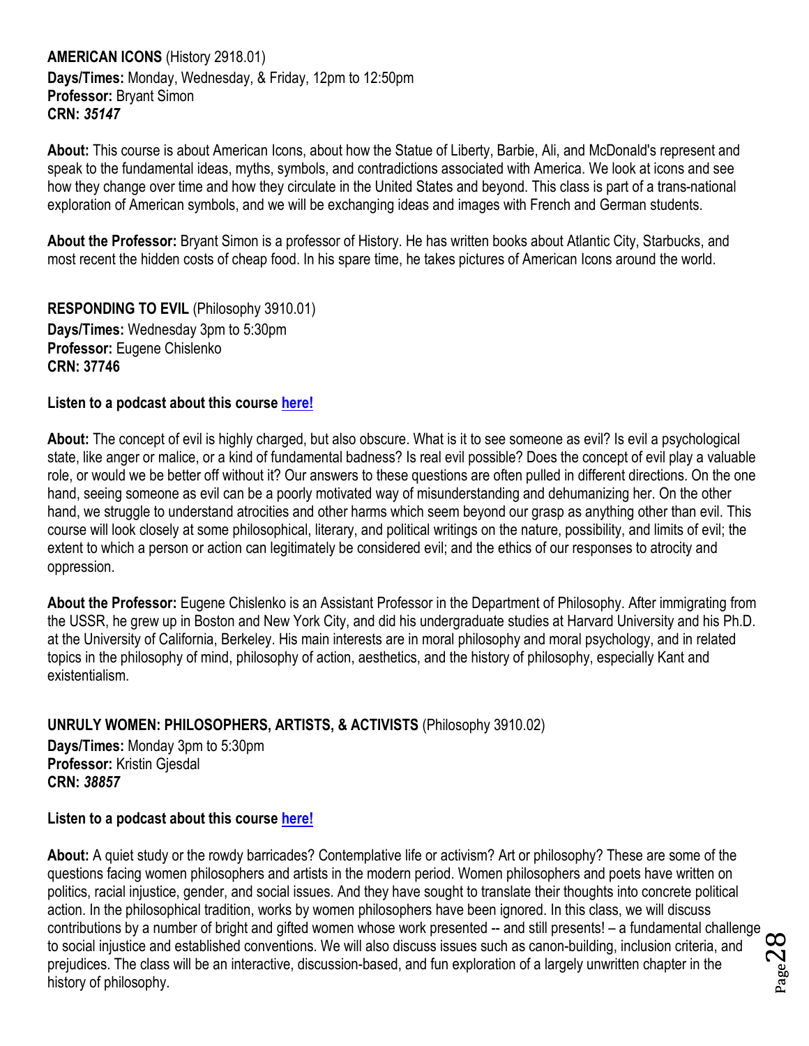**AMERICAN ICONS** (History 2918.01)
**Days/Times:** Monday, Wednesday, & Friday, 12pm to 12:50pm
**Professor:** Bryant Simon
**CRN:** ***35147***

**About:** This course is about American Icons, about how the Statue of Liberty, Barbie, Ali, and McDonald's represent and speak to the fundamental ideas, myths, symbols, and contradictions associated with America. We look at icons and see how they change over time and how they circulate in the United States and beyond. This class is part of a trans-national exploration of American symbols, and we will be exchanging ideas and images with French and German students.

**About the Professor:** Bryant Simon is a professor of History. He has written books about Atlantic City, Starbucks, and most recent the hidden costs of cheap food. In his spare time, he takes pictures of American Icons around the world.

**RESPONDING TO EVIL** (Philosophy 3910.01)
**Days/Times:** Wednesday 3pm to 5:30pm
**Professor:** Eugene Chislenko
**CRN: 37746**

**Listen to a podcast about this course here!**

**About:** The concept of evil is highly charged, but also obscure. What is it to see someone as evil? Is evil a psychological state, like anger or malice, or a kind of fundamental badness? Is real evil possible? Does the concept of evil play a valuable role, or would we be better off without it? Our answers to these questions are often pulled in different directions. On the one hand, seeing someone as evil can be a poorly motivated way of misunderstanding and dehumanizing her. On the other hand, we struggle to understand atrocities and other harms which seem beyond our grasp as anything other than evil. This course will look closely at some philosophical, literary, and political writings on the nature, possibility, and limits of evil; the extent to which a person or action can legitimately be considered evil; and the ethics of our responses to atrocity and oppression.

**About the Professor:** Eugene Chislenko is an Assistant Professor in the Department of Philosophy. After immigrating from the USSR, he grew up in Boston and New York City, and did his undergraduate studies at Harvard University and his Ph.D. at the University of California, Berkeley. His main interests are in moral philosophy and moral psychology, and in related topics in the philosophy of mind, philosophy of action, aesthetics, and the history of philosophy, especially Kant and existentialism.

**UNRULY WOMEN: PHILOSOPHERS, ARTISTS, & ACTIVISTS** (Philosophy 3910.02)
**Days/Times:** Monday 3pm to 5:30pm
**Professor:** Kristin Gjesdal
**CRN:** ***38857***

**Listen to a podcast about this course here!**

**About:** A quiet study or the rowdy barricades? Contemplative life or activism? Art or philosophy? These are some of the questions facing women philosophers and artists in the modern period. Women philosophers and poets have written on politics, racial injustice, gender, and social issues. And they have sought to translate their thoughts into concrete political action. In the philosophical tradition, works by women philosophers have been ignored. In this class, we will discuss contributions by a number of bright and gifted women whose work presented -- and still presents! – a fundamental challenge to social injustice and established conventions. We will also discuss issues such as canon-building, inclusion criteria, and prejudices. The class will be an interactive, discussion-based, and fun exploration of a largely unwritten chapter in the history of philosophy.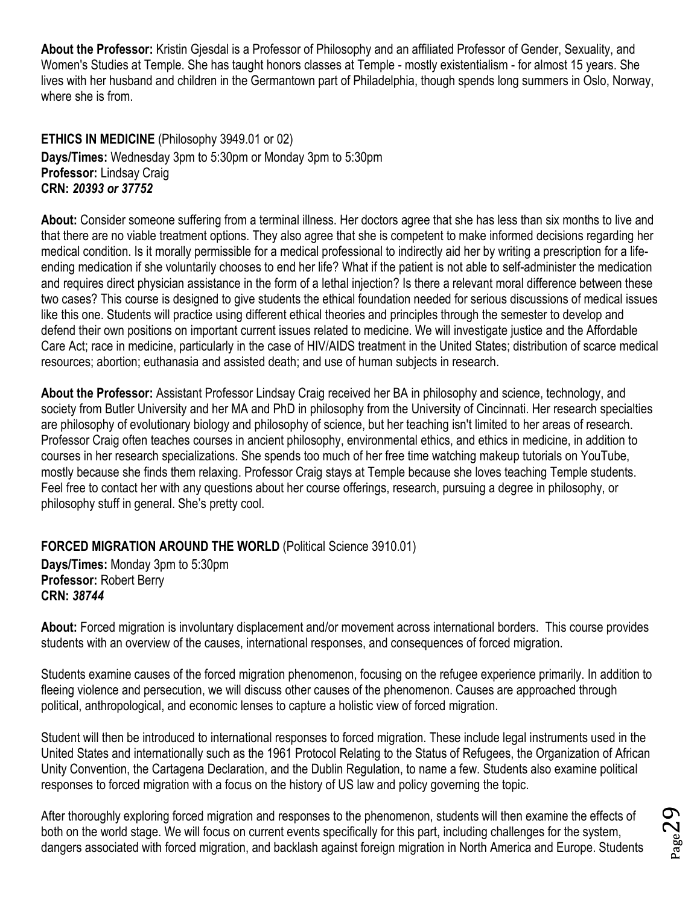**About the Professor:** Kristin Gjesdal is a Professor of Philosophy and an affiliated Professor of Gender, Sexuality, and Women's Studies at Temple. She has taught honors classes at Temple - mostly existentialism - for almost 15 years. She lives with her husband and children in the Germantown part of Philadelphia, though spends long summers in Oslo, Norway, where she is from.

**ETHICS IN MEDICINE** (Philosophy 3949.01 or 02)
**Days/Times:** Wednesday 3pm to 5:30pm or Monday 3pm to 5:30pm
**Professor:** Lindsay Craig
**CRN:** ***20393 or 37752***

**About:** Consider someone suffering from a terminal illness. Her doctors agree that she has less than six months to live and that there are no viable treatment options. They also agree that she is competent to make informed decisions regarding her medical condition. Is it morally permissible for a medical professional to indirectly aid her by writing a prescription for a life-ending medication if she voluntarily chooses to end her life? What if the patient is not able to self-administer the medication and requires direct physician assistance in the form of a lethal injection? Is there a relevant moral difference between these two cases? This course is designed to give students the ethical foundation needed for serious discussions of medical issues like this one. Students will practice using different ethical theories and principles through the semester to develop and defend their own positions on important current issues related to medicine. We will investigate justice and the Affordable Care Act; race in medicine, particularly in the case of HIV/AIDS treatment in the United States; distribution of scarce medical resources; abortion; euthanasia and assisted death; and use of human subjects in research.

**About the Professor:** Assistant Professor Lindsay Craig received her BA in philosophy and science, technology, and society from Butler University and her MA and PhD in philosophy from the University of Cincinnati. Her research specialties are philosophy of evolutionary biology and philosophy of science, but her teaching isn't limited to her areas of research. Professor Craig often teaches courses in ancient philosophy, environmental ethics, and ethics in medicine, in addition to courses in her research specializations. She spends too much of her free time watching makeup tutorials on YouTube, mostly because she finds them relaxing. Professor Craig stays at Temple because she loves teaching Temple students. Feel free to contact her with any questions about her course offerings, research, pursuing a degree in philosophy, or philosophy stuff in general. She's pretty cool.

**FORCED MIGRATION AROUND THE WORLD** (Political Science 3910.01)
**Days/Times:** Monday 3pm to 5:30pm
**Professor:** Robert Berry
**CRN:** ***38744***

**About:** Forced migration is involuntary displacement and/or movement across international borders. This course provides students with an overview of the causes, international responses, and consequences of forced migration.

Students examine causes of the forced migration phenomenon, focusing on the refugee experience primarily. In addition to fleeing violence and persecution, we will discuss other causes of the phenomenon. Causes are approached through political, anthropological, and economic lenses to capture a holistic view of forced migration.

Student will then be introduced to international responses to forced migration. These include legal instruments used in the United States and internationally such as the 1961 Protocol Relating to the Status of Refugees, the Organization of African Unity Convention, the Cartagena Declaration, and the Dublin Regulation, to name a few. Students also examine political responses to forced migration with a focus on the history of US law and policy governing the topic.

After thoroughly exploring forced migration and responses to the phenomenon, students will then examine the effects of both on the world stage. We will focus on current events specifically for this part, including challenges for the system, dangers associated with forced migration, and backlash against foreign migration in North America and Europe. Students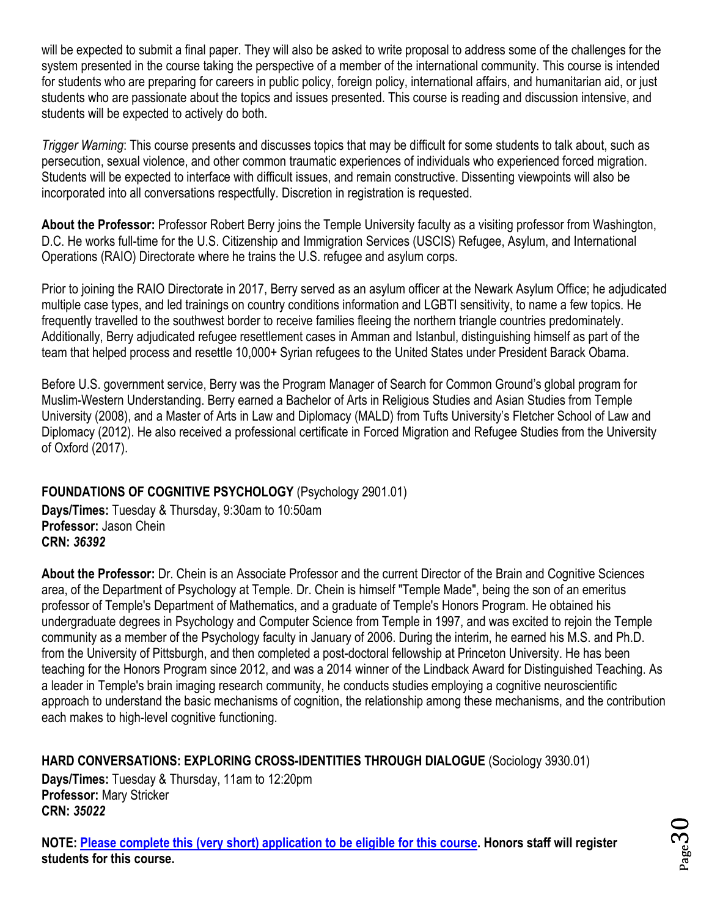will be expected to submit a final paper. They will also be asked to write proposal to address some of the challenges for the system presented in the course taking the perspective of a member of the international community. This course is intended for students who are preparing for careers in public policy, foreign policy, international affairs, and humanitarian aid, or just students who are passionate about the topics and issues presented. This course is reading and discussion intensive, and students will be expected to actively do both.

*Trigger Warning*: This course presents and discusses topics that may be difficult for some students to talk about, such as persecution, sexual violence, and other common traumatic experiences of individuals who experienced forced migration. Students will be expected to interface with difficult issues, and remain constructive. Dissenting viewpoints will also be incorporated into all conversations respectfully. Discretion in registration is requested.

**About the Professor:** Professor Robert Berry joins the Temple University faculty as a visiting professor from Washington, D.C. He works full-time for the U.S. Citizenship and Immigration Services (USCIS) Refugee, Asylum, and International Operations (RAIO) Directorate where he trains the U.S. refugee and asylum corps.

Prior to joining the RAIO Directorate in 2017, Berry served as an asylum officer at the Newark Asylum Office; he adjudicated multiple case types, and led trainings on country conditions information and LGBTI sensitivity, to name a few topics. He frequently travelled to the southwest border to receive families fleeing the northern triangle countries predominately. Additionally, Berry adjudicated refugee resettlement cases in Amman and Istanbul, distinguishing himself as part of the team that helped process and resettle 10,000+ Syrian refugees to the United States under President Barack Obama.

Before U.S. government service, Berry was the Program Manager of Search for Common Ground's global program for Muslim-Western Understanding. Berry earned a Bachelor of Arts in Religious Studies and Asian Studies from Temple University (2008), and a Master of Arts in Law and Diplomacy (MALD) from Tufts University's Fletcher School of Law and Diplomacy (2012). He also received a professional certificate in Forced Migration and Refugee Studies from the University of Oxford (2017).

**FOUNDATIONS OF COGNITIVE PSYCHOLOGY** (Psychology 2901.01)
**Days/Times:** Tuesday & Thursday, 9:30am to 10:50am
**Professor:** Jason Chein
**CRN:** ***36392***

**About the Professor:** Dr. Chein is an Associate Professor and the current Director of the Brain and Cognitive Sciences area, of the Department of Psychology at Temple. Dr. Chein is himself "Temple Made", being the son of an emeritus professor of Temple's Department of Mathematics, and a graduate of Temple's Honors Program. He obtained his undergraduate degrees in Psychology and Computer Science from Temple in 1997, and was excited to rejoin the Temple community as a member of the Psychology faculty in January of 2006. During the interim, he earned his M.S. and Ph.D. from the University of Pittsburgh, and then completed a post-doctoral fellowship at Princeton University. He has been teaching for the Honors Program since 2012, and was a 2014 winner of the Lindback Award for Distinguished Teaching. As a leader in Temple's brain imaging research community, he conducts studies employing a cognitive neuroscientific approach to understand the basic mechanisms of cognition, the relationship among these mechanisms, and the contribution each makes to high-level cognitive functioning.

**HARD CONVERSATIONS: EXPLORING CROSS-IDENTITIES THROUGH DIALOGUE** (Sociology 3930.01)
**Days/Times:** Tuesday & Thursday, 11am to 12:20pm
**Professor:** Mary Stricker
**CRN:** ***35022***

**NOTE: Please complete this (very short) application to be eligible for this course. Honors staff will register students for this course.**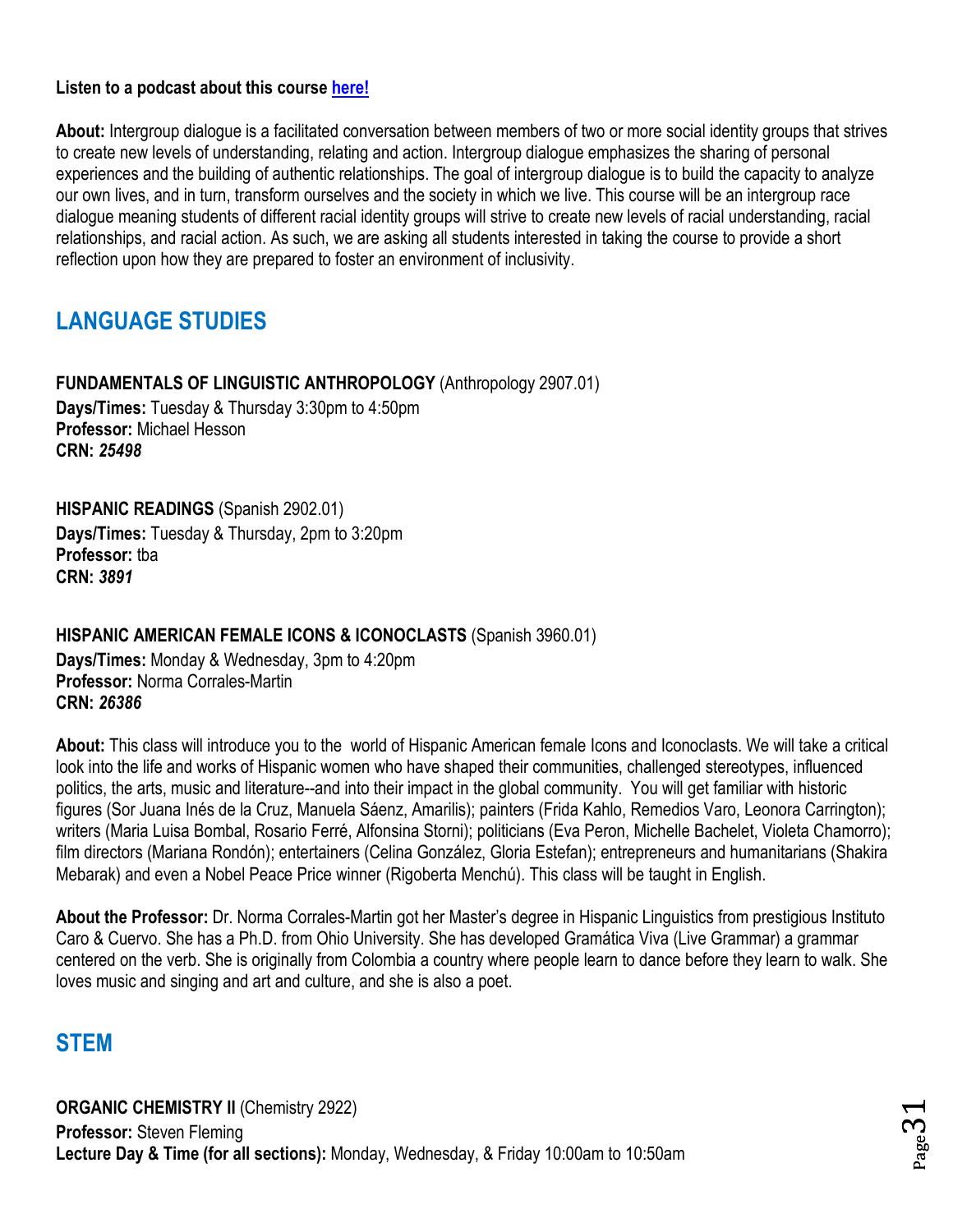**Listen to a podcast about this course [here!]()**

**About:** Intergroup dialogue is a facilitated conversation between members of two or more social identity groups that strives to create new levels of understanding, relating and action. Intergroup dialogue emphasizes the sharing of personal experiences and the building of authentic relationships. The goal of intergroup dialogue is to build the capacity to analyze our own lives, and in turn, transform ourselves and the society in which we live. This course will be an intergroup race dialogue meaning students of different racial identity groups will strive to create new levels of racial understanding, racial relationships, and racial action. As such, we are asking all students interested in taking the course to provide a short reflection upon how they are prepared to foster an environment of inclusivity.

## LANGUAGE STUDIES

**FUNDAMENTALS OF LINGUISTIC ANTHROPOLOGY** (Anthropology 2907.01)
**Days/Times:** Tuesday & Thursday 3:30pm to 4:50pm
**Professor:** Michael Hesson
**CRN:** ***25498***

**HISPANIC READINGS** (Spanish 2902.01)
**Days/Times:** Tuesday & Thursday, 2pm to 3:20pm
**Professor:** tba
**CRN:** ***3891***

**HISPANIC AMERICAN FEMALE ICONS & ICONOCLASTS** (Spanish 3960.01)
**Days/Times:** Monday & Wednesday, 3pm to 4:20pm
**Professor:** Norma Corrales-Martin
**CRN:** ***26386***

**About:** This class will introduce you to the world of Hispanic American female Icons and Iconoclasts. We will take a critical look into the life and works of Hispanic women who have shaped their communities, challenged stereotypes, influenced politics, the arts, music and literature--and into their impact in the global community. You will get familiar with historic figures (Sor Juana Inés de la Cruz, Manuela Sáenz, Amarilis); painters (Frida Kahlo, Remedios Varo, Leonora Carrington); writers (Maria Luisa Bombal, Rosario Ferré, Alfonsina Storni); politicians (Eva Peron, Michelle Bachelet, Violeta Chamorro); film directors (Mariana Rondón); entertainers (Celina González, Gloria Estefan); entrepreneurs and humanitarians (Shakira Mebarak) and even a Nobel Peace Price winner (Rigoberta Menchú). This class will be taught in English.

**About the Professor:** Dr. Norma Corrales-Martin got her Master's degree in Hispanic Linguistics from prestigious Instituto Caro & Cuervo. She has a Ph.D. from Ohio University. She has developed Gramática Viva (Live Grammar) a grammar centered on the verb. She is originally from Colombia a country where people learn to dance before they learn to walk. She loves music and singing and art and culture, and she is also a poet.

## STEM

**ORGANIC CHEMISTRY II** (Chemistry 2922)
**Professor:** Steven Fleming
**Lecture Day & Time (for all sections):** Monday, Wednesday, & Friday 10:00am to 10:50am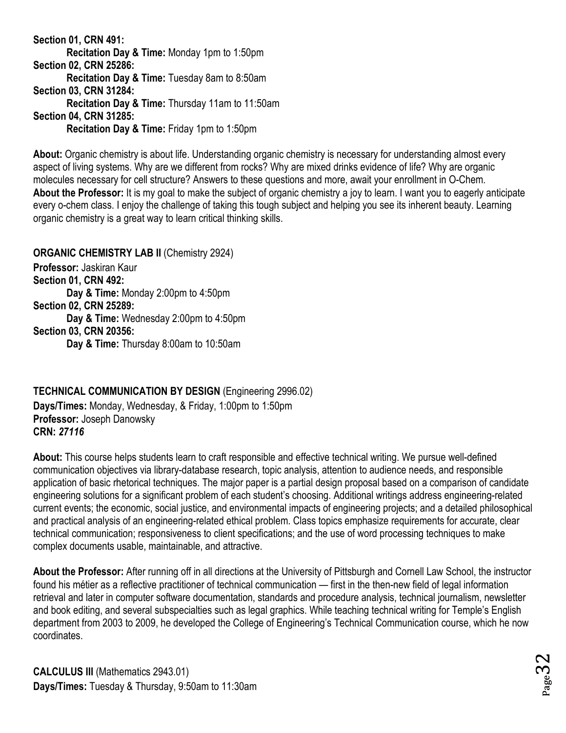**Section 01, CRN 491:**
  **Recitation Day & Time:** Monday 1pm to 1:50pm
**Section 02, CRN 25286:**
  **Recitation Day & Time:** Tuesday 8am to 8:50am
**Section 03, CRN 31284:**
  **Recitation Day & Time:** Thursday 11am to 11:50am
**Section 04, CRN 31285:**
  **Recitation Day & Time:** Friday 1pm to 1:50pm

**About:** Organic chemistry is about life. Understanding organic chemistry is necessary for understanding almost every aspect of living systems. Why are we different from rocks? Why are mixed drinks evidence of life? Why are organic molecules necessary for cell structure? Answers to these questions and more, await your enrollment in O-Chem.
**About the Professor:** It is my goal to make the subject of organic chemistry a joy to learn. I want you to eagerly anticipate every o-chem class. I enjoy the challenge of taking this tough subject and helping you see its inherent beauty. Learning organic chemistry is a great way to learn critical thinking skills.

**ORGANIC CHEMISTRY LAB II** (Chemistry 2924)
**Professor:** Jaskiran Kaur
**Section 01, CRN 492:**
  **Day & Time:** Monday 2:00pm to 4:50pm
**Section 02, CRN 25289:**
  **Day & Time:** Wednesday 2:00pm to 4:50pm
**Section 03, CRN 20356:**
  **Day & Time:** Thursday 8:00am to 10:50am

**TECHNICAL COMMUNICATION BY DESIGN** (Engineering 2996.02)
**Days/Times:** Monday, Wednesday, & Friday, 1:00pm to 1:50pm
**Professor:** Joseph Danowsky
**CRN:** ***27116***

**About:** This course helps students learn to craft responsible and effective technical writing. We pursue well-defined communication objectives via library-database research, topic analysis, attention to audience needs, and responsible application of basic rhetorical techniques. The major paper is a partial design proposal based on a comparison of candidate engineering solutions for a significant problem of each student's choosing. Additional writings address engineering-related current events; the economic, social justice, and environmental impacts of engineering projects; and a detailed philosophical and practical analysis of an engineering-related ethical problem. Class topics emphasize requirements for accurate, clear technical communication; responsiveness to client specifications; and the use of word processing techniques to make complex documents usable, maintainable, and attractive.

**About the Professor:** After running off in all directions at the University of Pittsburgh and Cornell Law School, the instructor found his métier as a reflective practitioner of technical communication — first in the then-new field of legal information retrieval and later in computer software documentation, standards and procedure analysis, technical journalism, newsletter and book editing, and several subspecialties such as legal graphics. While teaching technical writing for Temple's English department from 2003 to 2009, he developed the College of Engineering's Technical Communication course, which he now coordinates.

**CALCULUS III** (Mathematics 2943.01)
**Days/Times:** Tuesday & Thursday, 9:50am to 11:30am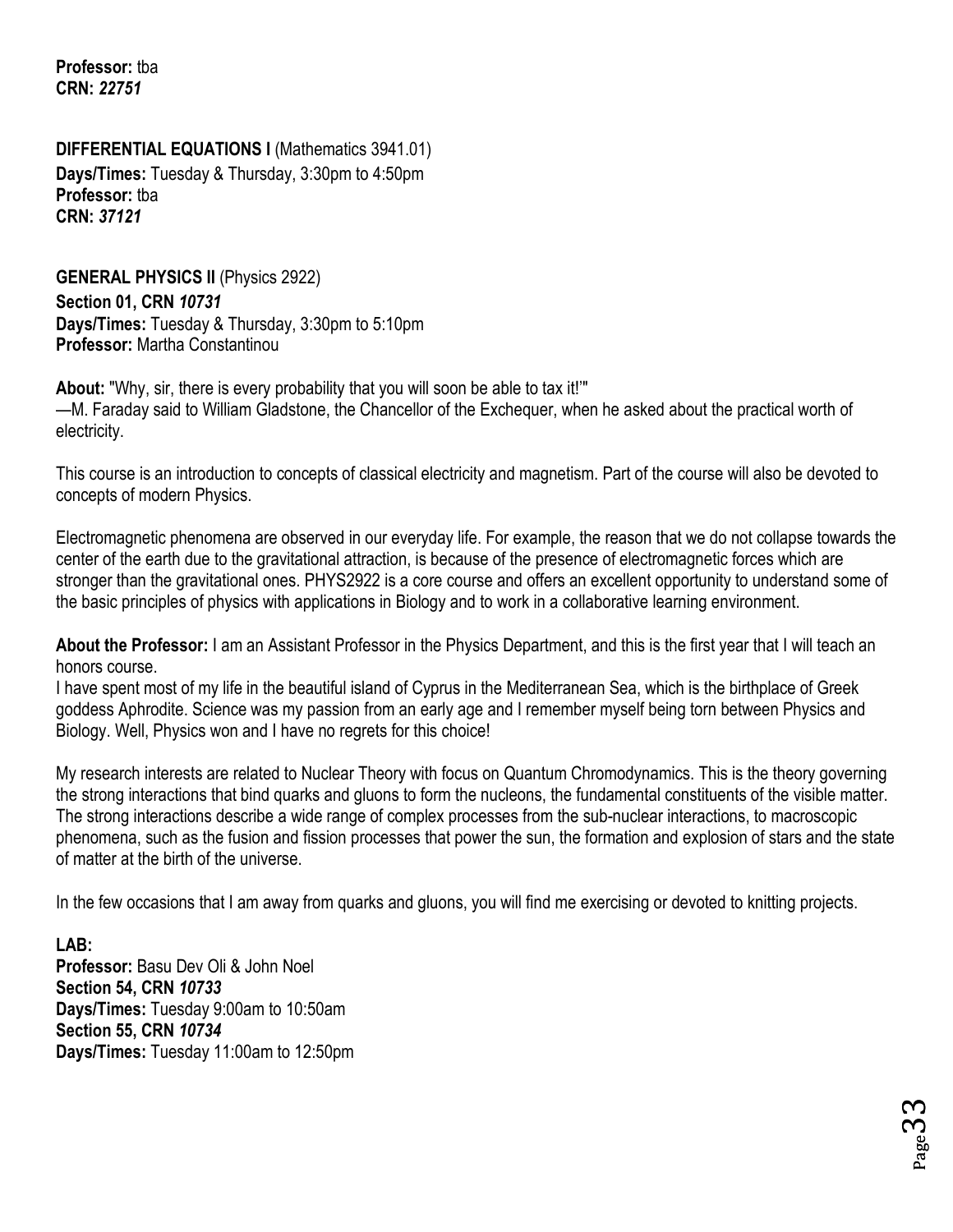**Professor:** tba
**CRN:** ***22751***

**DIFFERENTIAL EQUATIONS I** (Mathematics 3941.01)
**Days/Times:** Tuesday & Thursday, 3:30pm to 4:50pm
**Professor:** tba
**CRN:** ***37121***

**GENERAL PHYSICS II** (Physics 2922)
**Section 01, CRN** ***10731***
**Days/Times:** Tuesday & Thursday, 3:30pm to 5:10pm
**Professor:** Martha Constantinou

**About:** "Why, sir, there is every probability that you will soon be able to tax it!'"
—M. Faraday said to William Gladstone, the Chancellor of the Exchequer, when he asked about the practical worth of electricity.

This course is an introduction to concepts of classical electricity and magnetism. Part of the course will also be devoted to concepts of modern Physics.

Electromagnetic phenomena are observed in our everyday life. For example, the reason that we do not collapse towards the center of the earth due to the gravitational attraction, is because of the presence of electromagnetic forces which are stronger than the gravitational ones. PHYS2922 is a core course and offers an excellent opportunity to understand some of the basic principles of physics with applications in Biology and to work in a collaborative learning environment.

**About the Professor:** I am an Assistant Professor in the Physics Department, and this is the first year that I will teach an honors course.
I have spent most of my life in the beautiful island of Cyprus in the Mediterranean Sea, which is the birthplace of Greek goddess Aphrodite. Science was my passion from an early age and I remember myself being torn between Physics and Biology. Well, Physics won and I have no regrets for this choice!

My research interests are related to Nuclear Theory with focus on Quantum Chromodynamics. This is the theory governing the strong interactions that bind quarks and gluons to form the nucleons, the fundamental constituents of the visible matter. The strong interactions describe a wide range of complex processes from the sub-nuclear interactions, to macroscopic phenomena, such as the fusion and fission processes that power the sun, the formation and explosion of stars and the state of matter at the birth of the universe.

In the few occasions that I am away from quarks and gluons, you will find me exercising or devoted to knitting projects.

**LAB:**
**Professor:** Basu Dev Oli & John Noel
**Section 54, CRN** ***10733***
**Days/Times:** Tuesday 9:00am to 10:50am
**Section 55, CRN** ***10734***
**Days/Times:** Tuesday 11:00am to 12:50pm